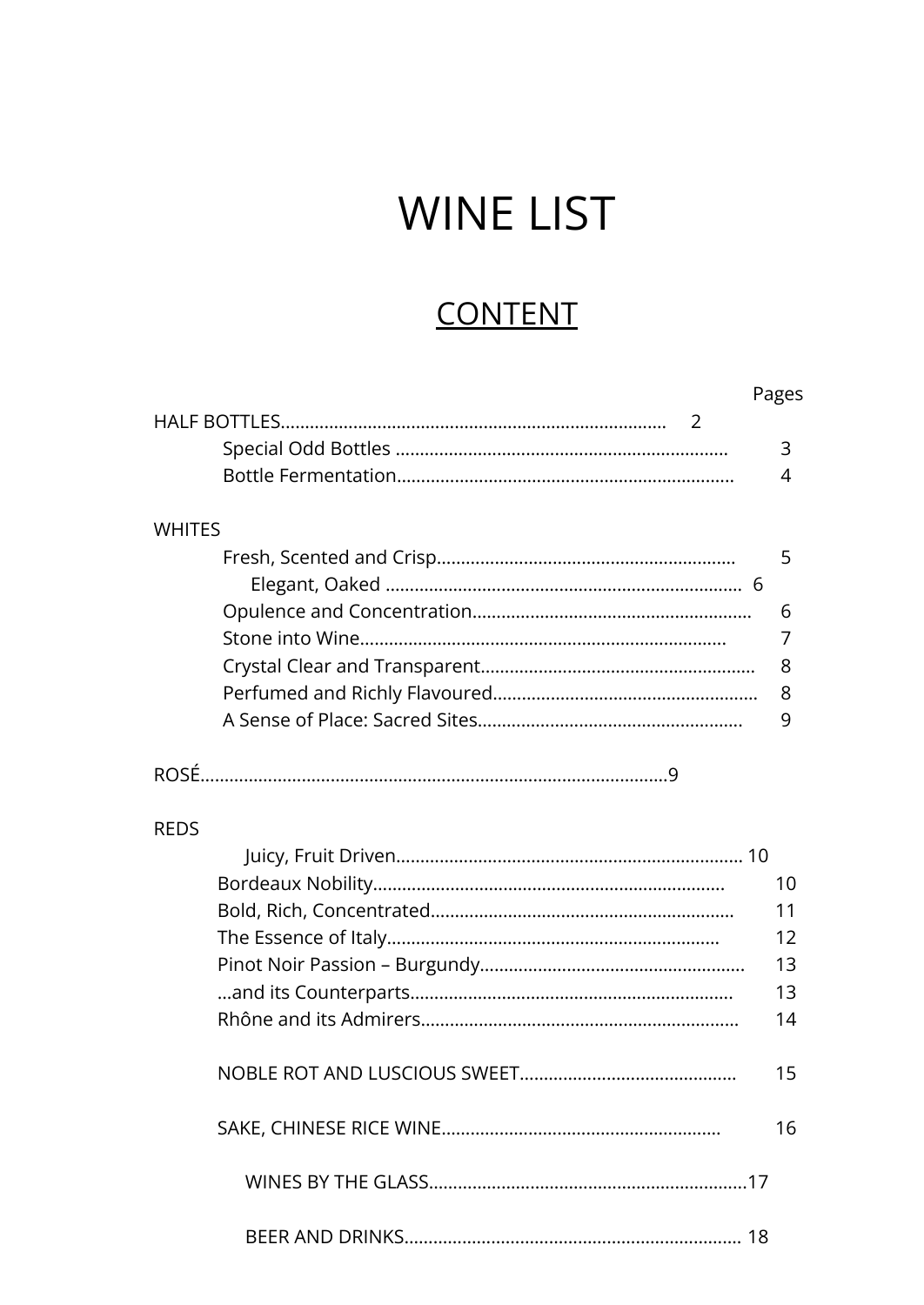# WINE LIST

## CONTENT

| | Pages |
|---|---|
| HALF BOTTLES | 2 |
| Special Odd Bottles | 3 |
| Bottle Fermentation | 4 |
| **WHITES** | |
| Fresh, Scented and Crisp | 5 |
| Elegant, Oaked | 6 |
| Opulence and Concentration | 6 |
| Stone into Wine | 7 |
| Crystal Clear and Transparent | 8 |
| Perfumed and Richly Flavoured | 8 |
| A Sense of Place: Sacred Sites | 9 |
| ROSÉ | 9 |
| **REDS** | |
| Juicy, Fruit Driven | 10 |
| Bordeaux Nobility | 10 |
| Bold, Rich, Concentrated | 11 |
| The Essence of Italy | 12 |
| Pinot Noir Passion – Burgundy | 13 |
| …and its Counterparts | 13 |
| Rhône and its Admirers | 14 |
| NOBLE ROT AND LUSCIOUS SWEET | 15 |
| SAKE, CHINESE RICE WINE | 16 |
| WINES BY THE GLASS | 17 |
| BEER AND DRINKS | 18 |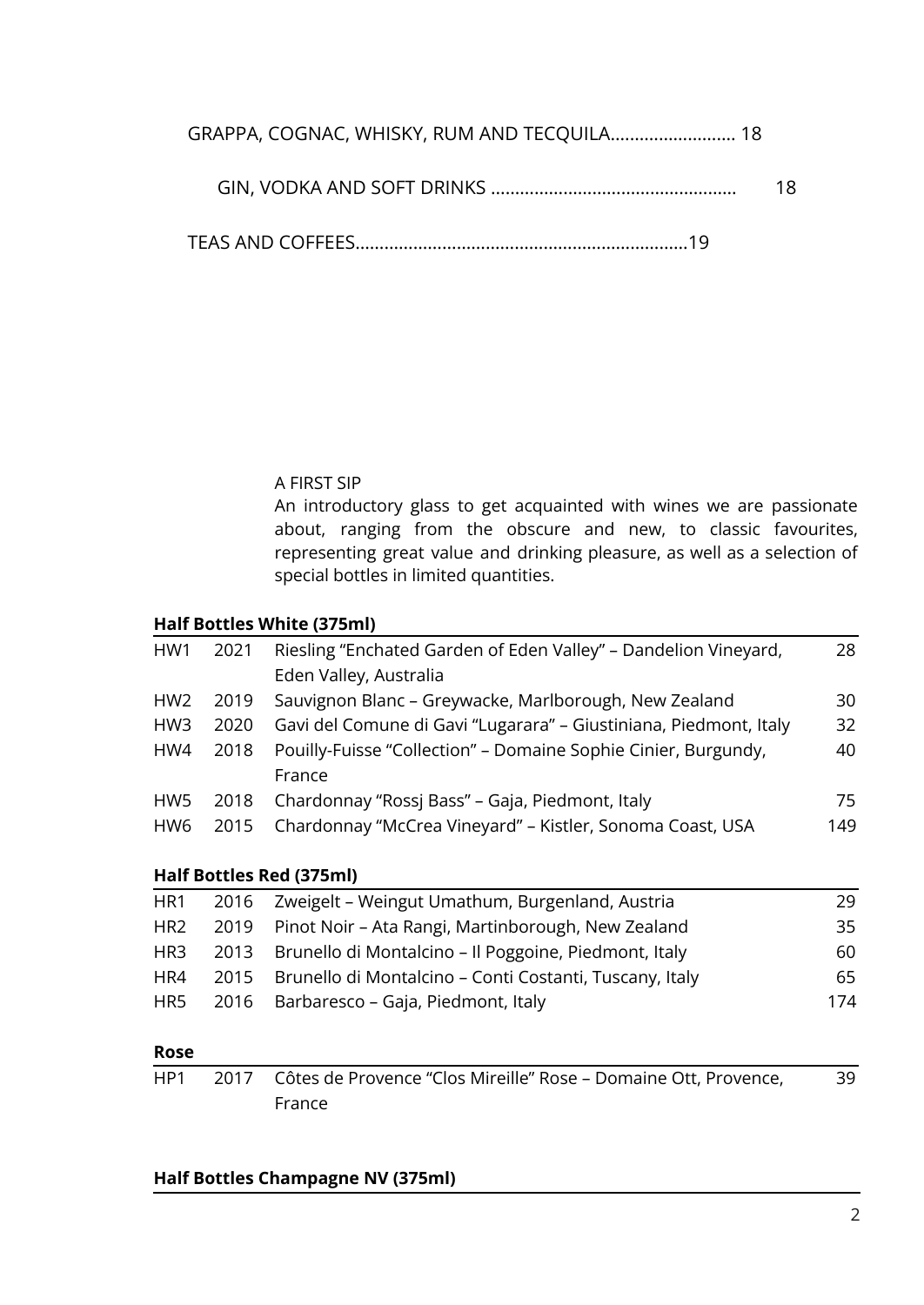GRAPPA, COGNAC, WHISKY, RUM AND TECQUILA.......................... 18

GIN, VODKA AND SOFT DRINKS .................................................. 18

TEAS AND COFFEES....................................................................19

A FIRST SIP

An introductory glass to get acquainted with wines we are passionate about, ranging from the obscure and new, to classic favourites, representing great value and drinking pleasure, as well as a selection of special bottles in limited quantities.

**Half Bottles White (375ml)**

| | | | |
|---|---|---|---|
| HW1 | 2021 | Riesling "Enchated Garden of Eden Valley" – Dandelion Vineyard, Eden Valley, Australia | 28 |
| HW2 | 2019 | Sauvignon Blanc – Greywacke, Marlborough, New Zealand | 30 |
| HW3 | 2020 | Gavi del Comune di Gavi "Lugarara" – Giustiniana, Piedmont, Italy | 32 |
| HW4 | 2018 | Pouilly-Fuisse "Collection" – Domaine Sophie Cinier, Burgundy, France | 40 |
| HW5 | 2018 | Chardonnay "Rossj Bass" – Gaja, Piedmont, Italy | 75 |
| HW6 | 2015 | Chardonnay "McCrea Vineyard" – Kistler, Sonoma Coast, USA | 149 |

**Half Bottles Red (375ml)**

| | | | |
|---|---|---|---|
| HR1 | 2016 | Zweigelt – Weingut Umathum, Burgenland, Austria | 29 |
| HR2 | 2019 | Pinot Noir – Ata Rangi, Martinborough, New Zealand | 35 |
| HR3 | 2013 | Brunello di Montalcino – Il Poggione, Piedmont, Italy | 60 |
| HR4 | 2015 | Brunello di Montalcino – Conti Costanti, Tuscany, Italy | 65 |
| HR5 | 2016 | Barbaresco – Gaja, Piedmont, Italy | 174 |

**Rose**

| | | | |
|---|---|---|---|
| HP1 | 2017 | Côtes de Provence "Clos Mireille" Rose – Domaine Ott, Provence, France | 39 |

**Half Bottles Champagne NV (375ml)**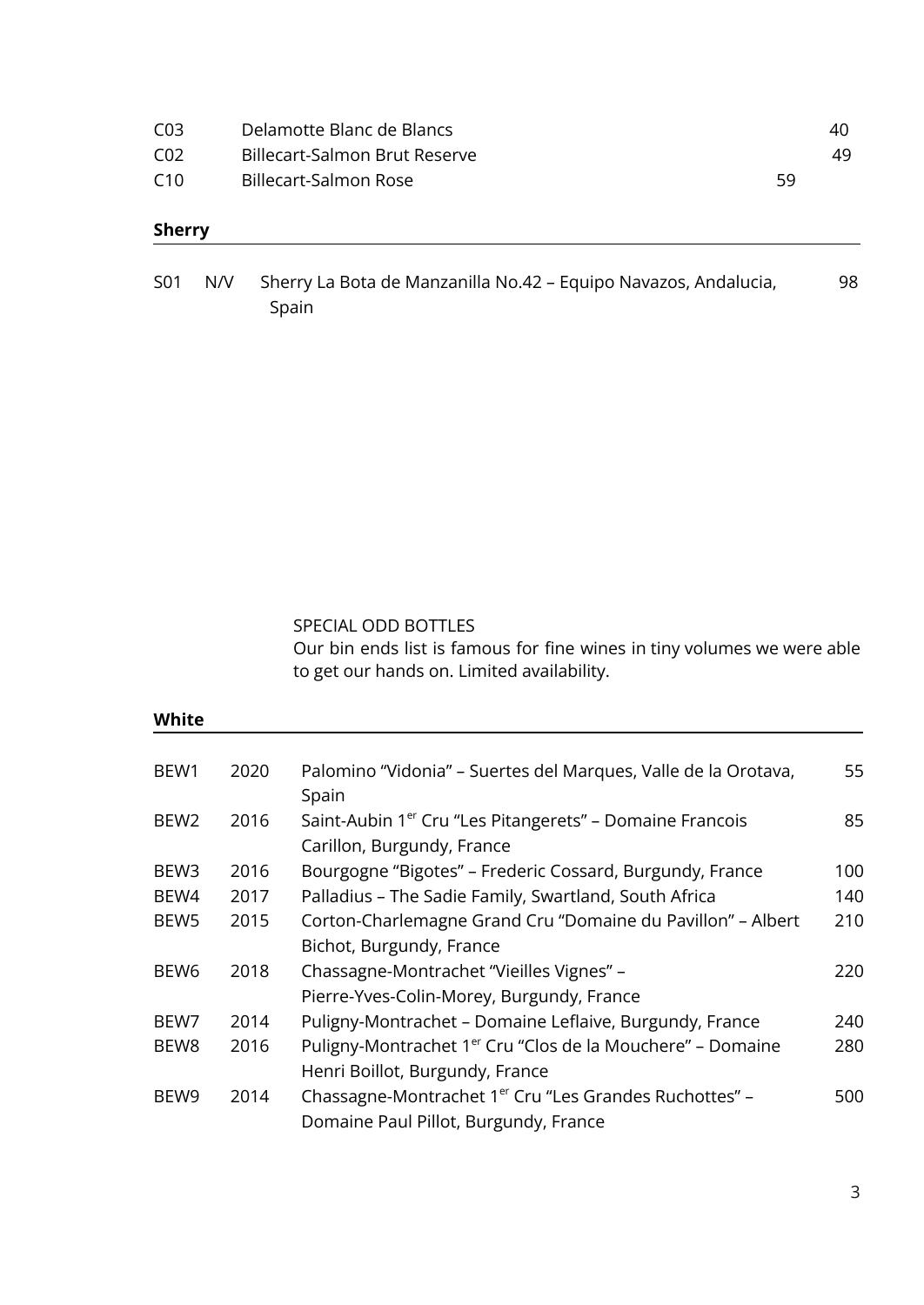| | | |
|---|---|---|
| C03 | Delamotte Blanc de Blancs | 40 |
| C02 | Billecart-Salmon Brut Reserve | 49 |
| C10 | Billecart-Salmon Rose | 59 |

**Sherry**

| | | | |
|---|---|---|---|
| S01 | N/V | Sherry La Bota de Manzanilla No.42 – Equipo Navazos, Andalucia, Spain | 98 |

SPECIAL ODD BOTTLES
Our bin ends list is famous for fine wines in tiny volumes we were able to get our hands on. Limited availability.

**White**

| | | | |
|---|---|---|---|
| BEW1 | 2020 | Palomino "Vidonia" – Suertes del Marques, Valle de la Orotava, Spain | 55 |
| BEW2 | 2016 | Saint-Aubin 1er Cru "Les Pitangerets" – Domaine Francois Carillon, Burgundy, France | 85 |
| BEW3 | 2016 | Bourgogne "Bigotes" – Frederic Cossard, Burgundy, France | 100 |
| BEW4 | 2017 | Palladius – The Sadie Family, Swartland, South Africa | 140 |
| BEW5 | 2015 | Corton-Charlemagne Grand Cru "Domaine du Pavillon" – Albert Bichot, Burgundy, France | 210 |
| BEW6 | 2018 | Chassagne-Montrachet "Vieilles Vignes" – Pierre-Yves-Colin-Morey, Burgundy, France | 220 |
| BEW7 | 2014 | Puligny-Montrachet – Domaine Leflaive, Burgundy, France | 240 |
| BEW8 | 2016 | Puligny-Montrachet 1er Cru "Clos de la Mouchere" – Domaine Henri Boillot, Burgundy, France | 280 |
| BEW9 | 2014 | Chassagne-Montrachet 1er Cru "Les Grandes Ruchottes" – Domaine Paul Pillot, Burgundy, France | 500 |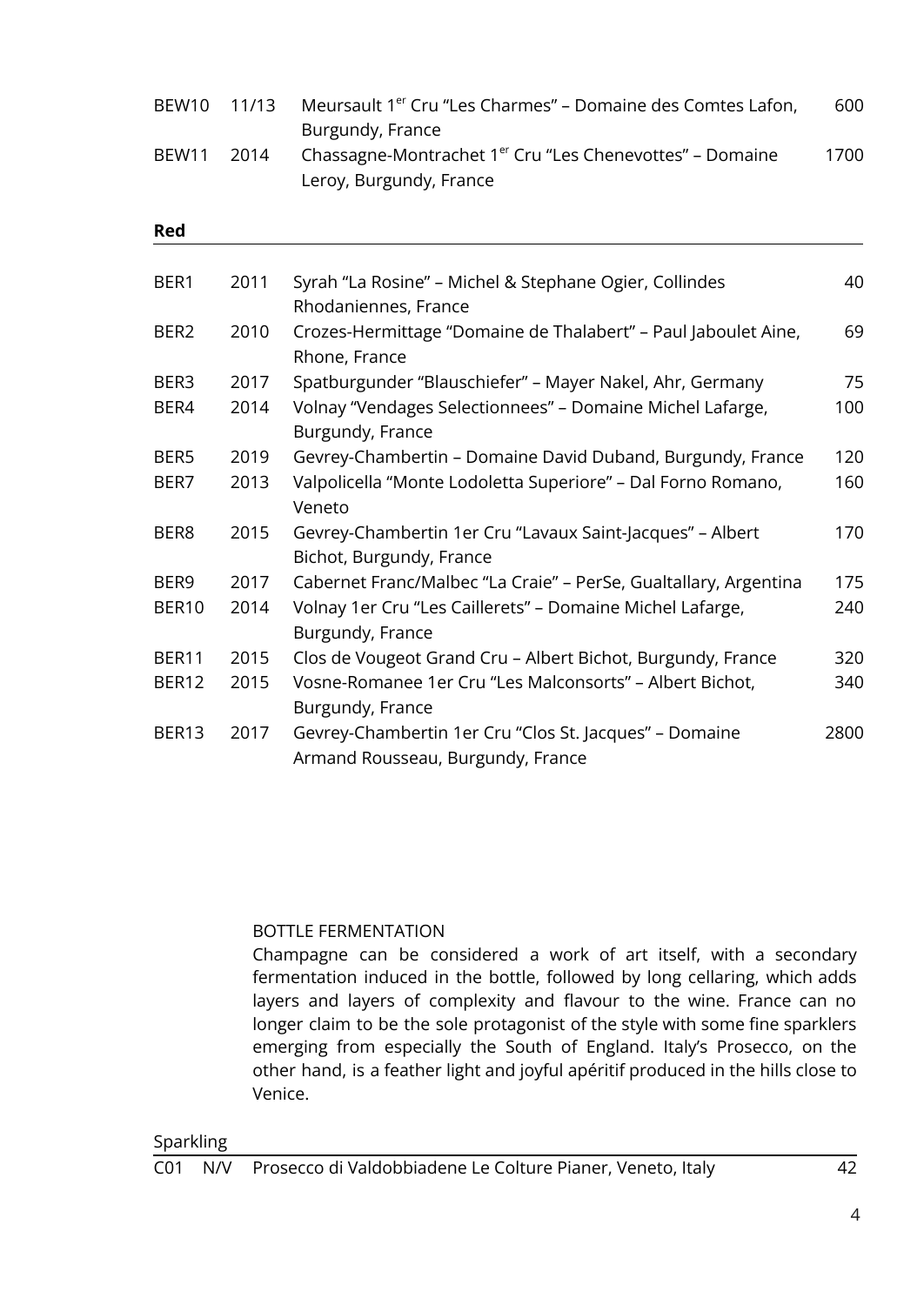| | | | |
|---|---|---|---|
| BEW10 | 11/13 | Meursault 1[er] Cru "Les Charmes" – Domaine des Comtes Lafon, Burgundy, France | 600 |
| BEW11 | 2014 | Chassagne-Montrachet 1[er] Cru "Les Chenevottes" – Domaine Leroy, Burgundy, France | 1700 |

**Red**

| | | | |
|---|---|---|---|
| BER1 | 2011 | Syrah "La Rosine" – Michel & Stephane Ogier, Collindes Rhodaniennes, France | 40 |
| BER2 | 2010 | Crozes-Hermittage "Domaine de Thalabert" – Paul Jaboulet Aine, Rhone, France | 69 |
| BER3 | 2017 | Spatburgunder "Blauschiefer" – Mayer Nakel, Ahr, Germany | 75 |
| BER4 | 2014 | Volnay "Vendages Selectionnees" – Domaine Michel Lafarge, Burgundy, France | 100 |
| BER5 | 2019 | Gevrey-Chambertin – Domaine David Duband, Burgundy, France | 120 |
| BER7 | 2013 | Valpolicella "Monte Lodoletta Superiore" – Dal Forno Romano, Veneto | 160 |
| BER8 | 2015 | Gevrey-Chambertin 1er Cru "Lavaux Saint-Jacques" – Albert Bichot, Burgundy, France | 170 |
| BER9 | 2017 | Cabernet Franc/Malbec "La Craie" – PerSe, Gualtallary, Argentina | 175 |
| BER10 | 2014 | Volnay 1er Cru "Les Caillerets" – Domaine Michel Lafarge, Burgundy, France | 240 |
| BER11 | 2015 | Clos de Vougeot Grand Cru – Albert Bichot, Burgundy, France | 320 |
| BER12 | 2015 | Vosne-Romanee 1er Cru "Les Malconsorts" – Albert Bichot, Burgundy, France | 340 |
| BER13 | 2017 | Gevrey-Chambertin 1er Cru "Clos St. Jacques" – Domaine Armand Rousseau, Burgundy, France | 2800 |

BOTTLE FERMENTATION

Champagne can be considered a work of art itself, with a secondary fermentation induced in the bottle, followed by long cellaring, which adds layers and layers of complexity and flavour to the wine. France can no longer claim to be the sole protagonist of the style with some fine sparklers emerging from especially the South of England. Italy's Prosecco, on the other hand, is a feather light and joyful apéritif produced in the hills close to Venice.

Sparkling

| | | | |
|---|---|---|---|
| C01 | N/V | Prosecco di Valdobbiadene Le Colture Pianer, Veneto, Italy | 42 |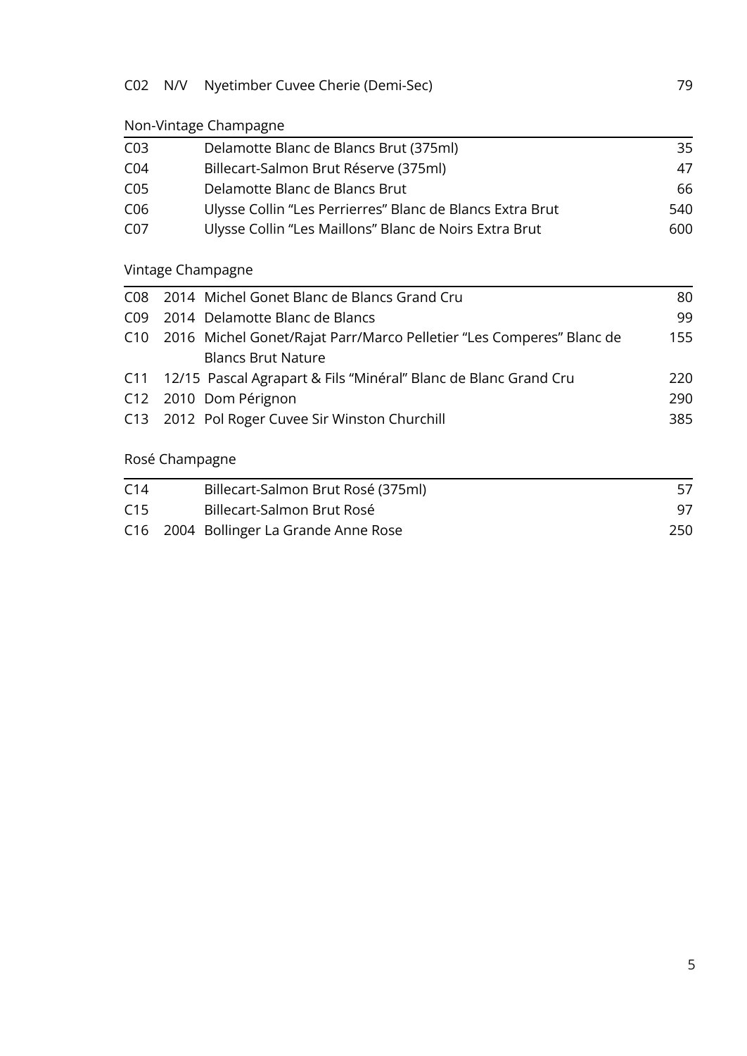| | | | |
|---|---|---|---|
| C02 | N/V | Nyetimber Cuvee Cherie (Demi-Sec) | 79 |

## Non-Vintage Champagne

| | | | |
|---|---|---|---|
| C03 | | Delamotte Blanc de Blancs Brut (375ml) | 35 |
| C04 | | Billecart-Salmon Brut Réserve (375ml) | 47 |
| C05 | | Delamotte Blanc de Blancs Brut | 66 |
| C06 | | Ulysse Collin “Les Perrierres” Blanc de Blancs Extra Brut | 540 |
| C07 | | Ulysse Collin “Les Maillons” Blanc de Noirs Extra Brut | 600 |

## Vintage Champagne

| | | | |
|---|---|---|---|
| C08 | 2014 | Michel Gonet Blanc de Blancs Grand Cru | 80 |
| C09 | 2014 | Delamotte Blanc de Blancs | 99 |
| C10 | 2016 | Michel Gonet/Rajat Parr/Marco Pelletier “Les Comperes” Blanc de Blancs Brut Nature | 155 |
| C11 | 12/15 | Pascal Agrapart & Fils “Minéral” Blanc de Blanc Grand Cru | 220 |
| C12 | 2010 | Dom Pérignon | 290 |
| C13 | 2012 | Pol Roger Cuvee Sir Winston Churchill | 385 |

## Rosé Champagne

| | | | |
|---|---|---|---|
| C14 | | Billecart-Salmon Brut Rosé (375ml) | 57 |
| C15 | | Billecart-Salmon Brut Rosé | 97 |
| C16 | 2004 | Bollinger La Grande Anne Rose | 250 |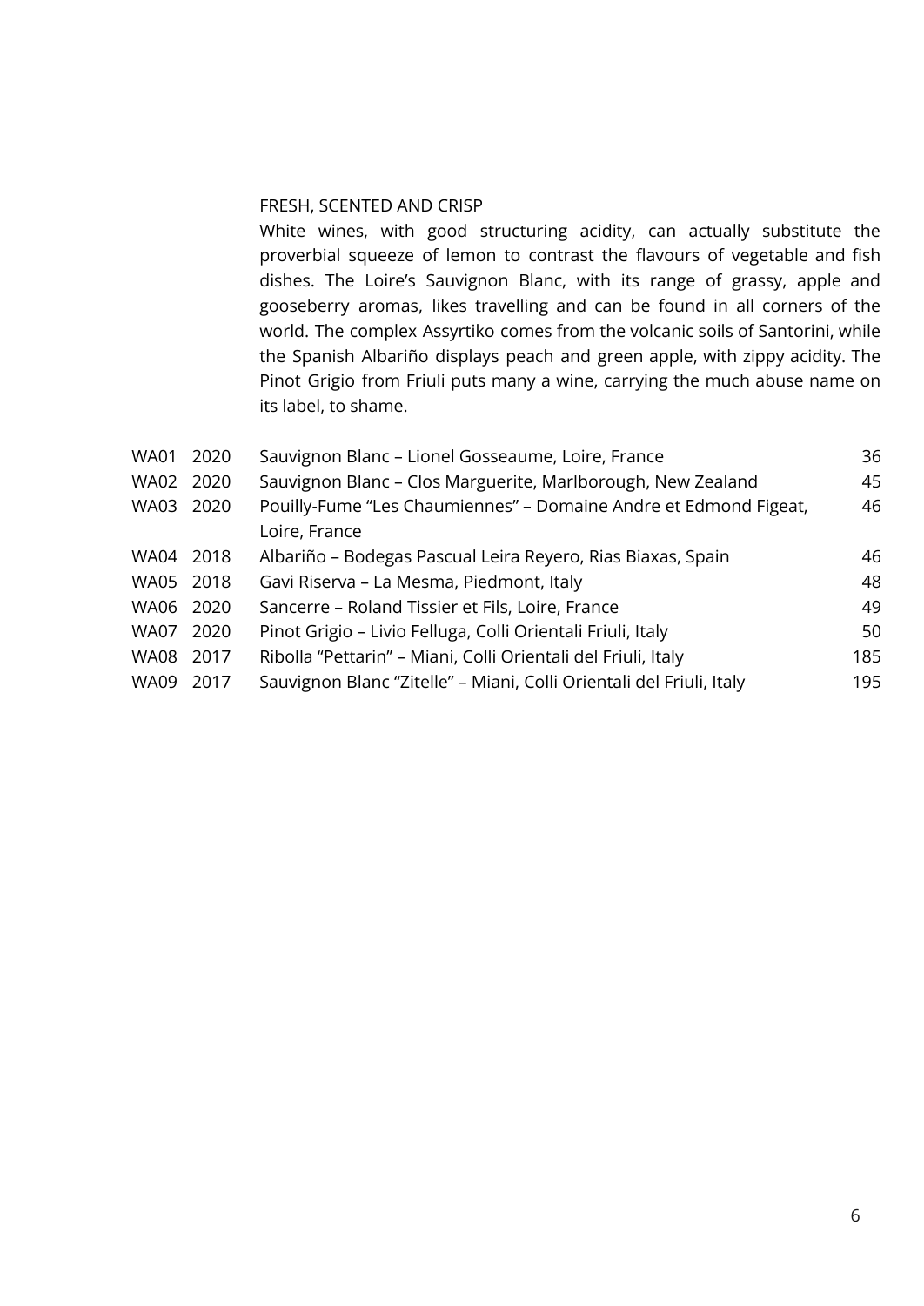## FRESH, SCENTED AND CRISP

White wines, with good structuring acidity, can actually substitute the proverbial squeeze of lemon to contrast the flavours of vegetable and fish dishes. The Loire's Sauvignon Blanc, with its range of grassy, apple and gooseberry aromas, likes travelling and can be found in all corners of the world. The complex Assyrtiko comes from the volcanic soils of Santorini, while the Spanish Albariño displays peach and green apple, with zippy acidity. The Pinot Grigio from Friuli puts many a wine, carrying the much abuse name on its label, to shame.

| | | | |
|---|---|---|---|
| WA01 | 2020 | Sauvignon Blanc – Lionel Gosseaume, Loire, France | 36 |
| WA02 | 2020 | Sauvignon Blanc – Clos Marguerite, Marlborough, New Zealand | 45 |
| WA03 | 2020 | Pouilly-Fume "Les Chaumiennes" – Domaine Andre et Edmond Figeat, Loire, France | 46 |
| WA04 | 2018 | Albariño – Bodegas Pascual Leira Reyero, Rias Biaxas, Spain | 46 |
| WA05 | 2018 | Gavi Riserva – La Mesma, Piedmont, Italy | 48 |
| WA06 | 2020 | Sancerre – Roland Tissier et Fils, Loire, France | 49 |
| WA07 | 2020 | Pinot Grigio – Livio Felluga, Colli Orientali Friuli, Italy | 50 |
| WA08 | 2017 | Ribolla "Pettarin" – Miani, Colli Orientali del Friuli, Italy | 185 |
| WA09 | 2017 | Sauvignon Blanc "Zitelle" – Miani, Colli Orientali del Friuli, Italy | 195 |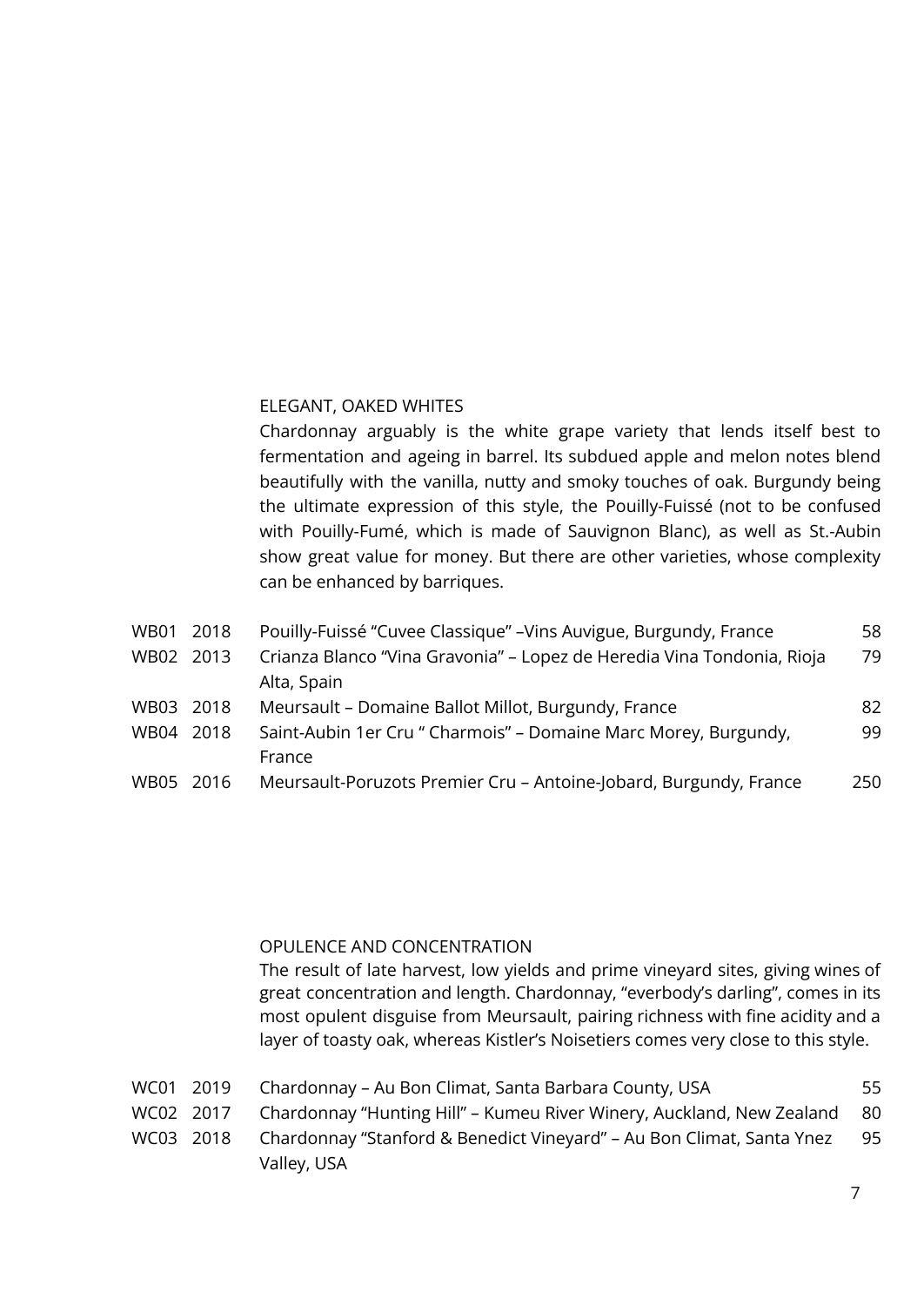## ELEGANT, OAKED WHITES

Chardonnay arguably is the white grape variety that lends itself best to fermentation and ageing in barrel. Its subdued apple and melon notes blend beautifully with the vanilla, nutty and smoky touches of oak. Burgundy being the ultimate expression of this style, the Pouilly-Fuissé (not to be confused with Pouilly-Fumé, which is made of Sauvignon Blanc), as well as St.-Aubin show great value for money. But there are other varieties, whose complexity can be enhanced by barriques.

| | | | |
|---|---|---|---|
| WB01 | 2018 | Pouilly-Fuissé "Cuvee Classique" –Vins Auvigue, Burgundy, France | 58 |
| WB02 | 2013 | Crianza Blanco "Vina Gravonia" – Lopez de Heredia Vina Tondonia, Rioja Alta, Spain | 79 |
| WB03 | 2018 | Meursault – Domaine Ballot Millot, Burgundy, France | 82 |
| WB04 | 2018 | Saint-Aubin 1er Cru " Charmois" – Domaine Marc Morey, Burgundy, France | 99 |
| WB05 | 2016 | Meursault-Poruzots Premier Cru – Antoine-Jobard, Burgundy, France | 250 |

## OPULENCE AND CONCENTRATION

The result of late harvest, low yields and prime vineyard sites, giving wines of great concentration and length. Chardonnay, "everbody's darling", comes in its most opulent disguise from Meursault, pairing richness with fine acidity and a layer of toasty oak, whereas Kistler's Noisetiers comes very close to this style.

| | | | |
|---|---|---|---|
| WC01 | 2019 | Chardonnay – Au Bon Climat, Santa Barbara County, USA | 55 |
| WC02 | 2017 | Chardonnay "Hunting Hill" – Kumeu River Winery, Auckland, New Zealand | 80 |
| WC03 | 2018 | Chardonnay "Stanford & Benedict Vineyard" – Au Bon Climat, Santa Ynez Valley, USA | 95 |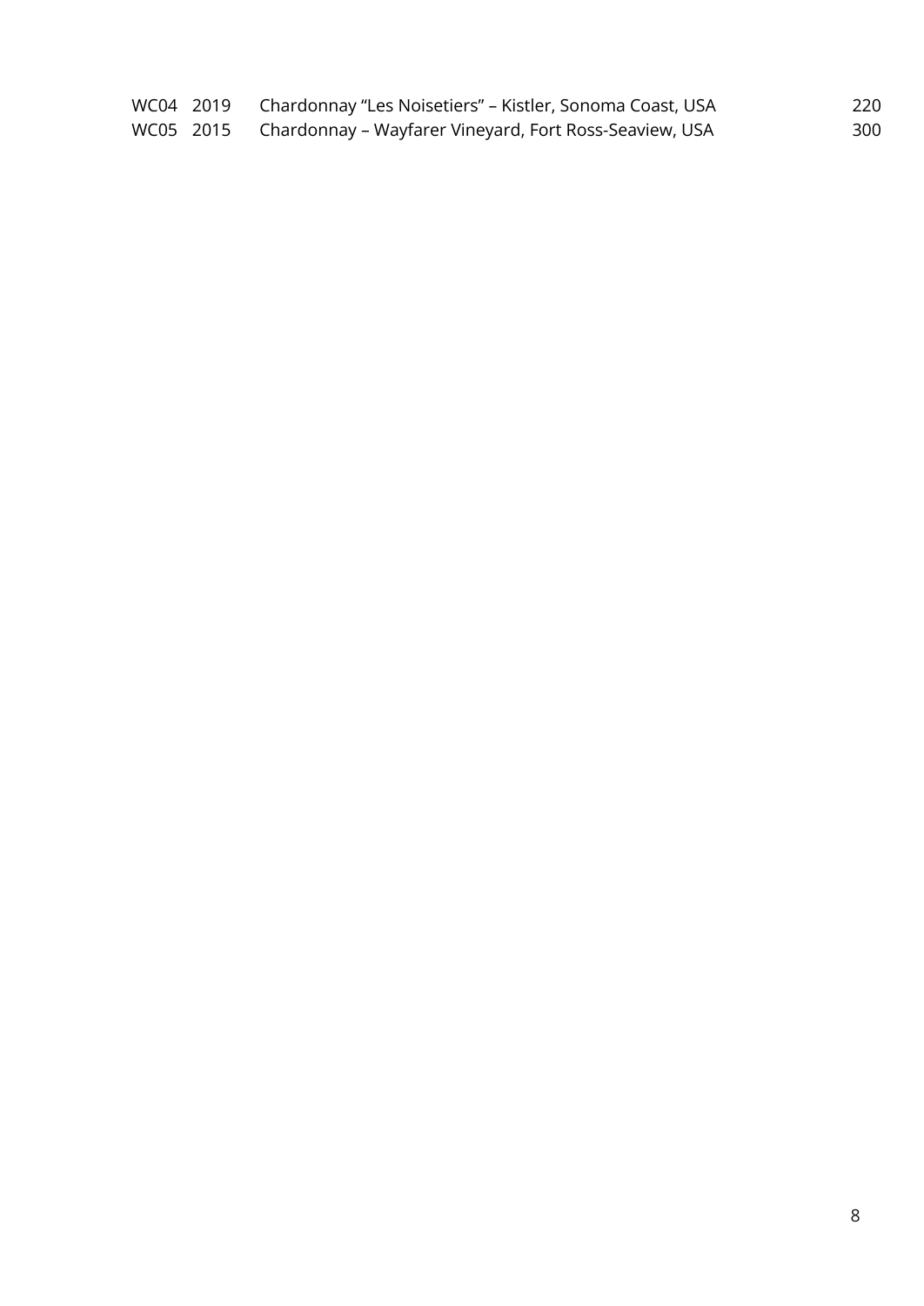| | | | |
|---|---|---|---|
| WC04 | 2019 | Chardonnay “Les Noisetiers” – Kistler, Sonoma Coast, USA | 220 |
| WC05 | 2015 | Chardonnay – Wayfarer Vineyard, Fort Ross-Seaview, USA | 300 |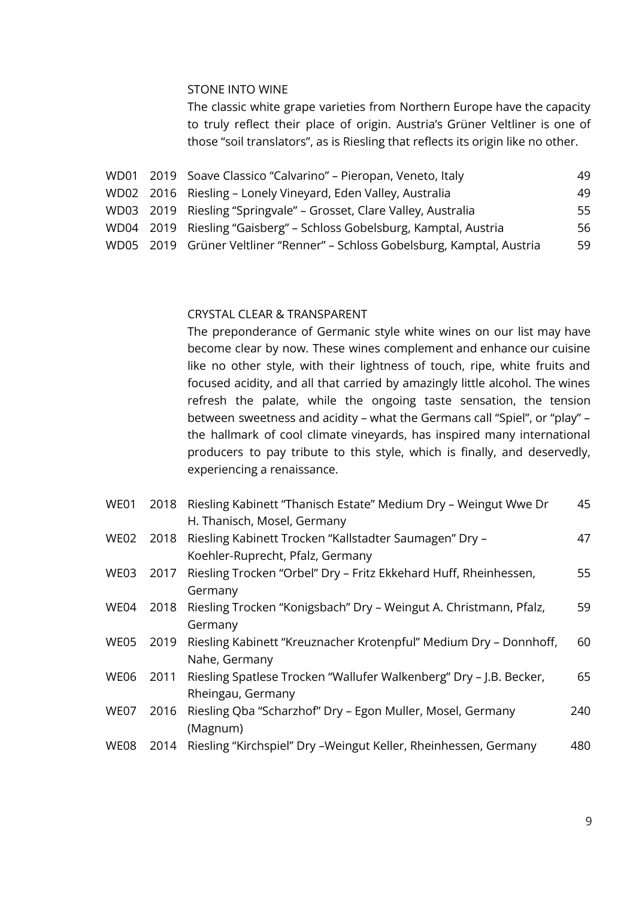## STONE INTO WINE

The classic white grape varieties from Northern Europe have the capacity to truly reflect their place of origin. Austria's Grüner Veltliner is one of those "soil translators", as is Riesling that reflects its origin like no other.

| | | | |
|---|---|---|---|
| WD01 | 2019 | Soave Classico "Calvarino" – Pieropan, Veneto, Italy | 49 |
| WD02 | 2016 | Riesling – Lonely Vineyard, Eden Valley, Australia | 49 |
| WD03 | 2019 | Riesling "Springvale" – Grosset, Clare Valley, Australia | 55 |
| WD04 | 2019 | Riesling "Gaisberg" – Schloss Gobelsburg, Kamptal, Austria | 56 |
| WD05 | 2019 | Grüner Veltliner "Renner" – Schloss Gobelsburg, Kamptal, Austria | 59 |

## CRYSTAL CLEAR & TRANSPARENT

The preponderance of Germanic style white wines on our list may have become clear by now. These wines complement and enhance our cuisine like no other style, with their lightness of touch, ripe, white fruits and focused acidity, and all that carried by amazingly little alcohol. The wines refresh the palate, while the ongoing taste sensation, the tension between sweetness and acidity – what the Germans call "Spiel", or "play" – the hallmark of cool climate vineyards, has inspired many international producers to pay tribute to this style, which is finally, and deservedly, experiencing a renaissance.

| | | | |
|---|---|---|---|
| WE01 | 2018 | Riesling Kabinett "Thanisch Estate" Medium Dry – Weingut Wwe Dr H. Thanisch, Mosel, Germany | 45 |
| WE02 | 2018 | Riesling Kabinett Trocken "Kallstadter Saumagen" Dry – Koehler-Ruprecht, Pfalz, Germany | 47 |
| WE03 | 2017 | Riesling Trocken "Orbel" Dry – Fritz Ekkehard Huff, Rheinhessen, Germany | 55 |
| WE04 | 2018 | Riesling Trocken "Konigsbach" Dry – Weingut A. Christmann, Pfalz, Germany | 59 |
| WE05 | 2019 | Riesling Kabinett "Kreuznacher Krotenpful" Medium Dry – Donnhoff, Nahe, Germany | 60 |
| WE06 | 2011 | Riesling Spatlese Trocken "Wallufer Walkenberg" Dry – J.B. Becker, Rheingau, Germany | 65 |
| WE07 | 2016 | Riesling Qba "Scharzhof" Dry – Egon Muller, Mosel, Germany (Magnum) | 240 |
| WE08 | 2014 | Riesling "Kirchspiel" Dry –Weingut Keller, Rheinhessen, Germany | 480 |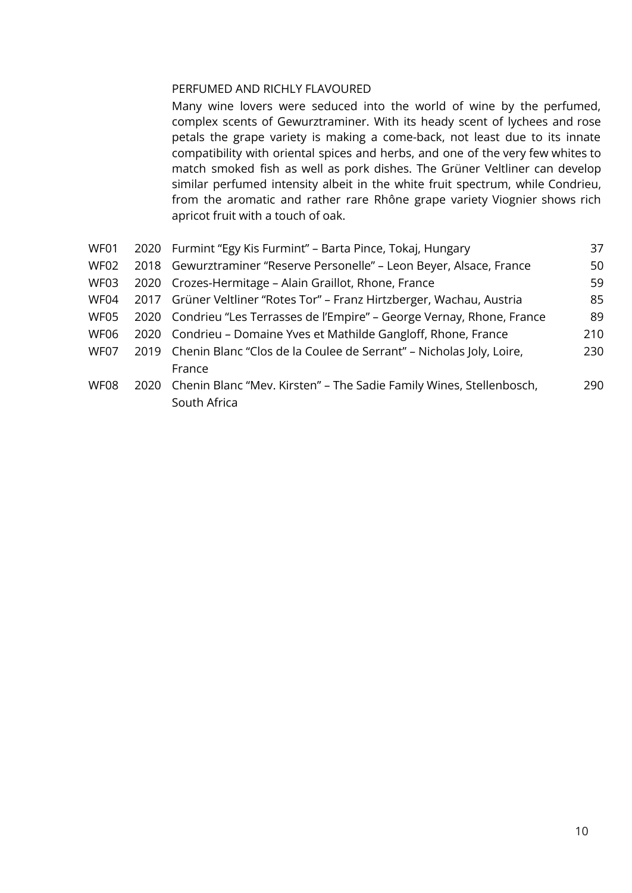## PERFUMED AND RICHLY FLAVOURED

Many wine lovers were seduced into the world of wine by the perfumed, complex scents of Gewurztraminer. With its heady scent of lychees and rose petals the grape variety is making a come-back, not least due to its innate compatibility with oriental spices and herbs, and one of the very few whites to match smoked fish as well as pork dishes. The Grüner Veltliner can develop similar perfumed intensity albeit in the white fruit spectrum, while Condrieu, from the aromatic and rather rare Rhône grape variety Viognier shows rich apricot fruit with a touch of oak.

| | | | |
|---|---|---|---|
| WF01 | 2020 | Furmint "Egy Kis Furmint" – Barta Pince, Tokaj, Hungary | 37 |
| WF02 | 2018 | Gewurztraminer "Reserve Personelle" – Leon Beyer, Alsace, France | 50 |
| WF03 | 2020 | Crozes-Hermitage – Alain Graillot, Rhone, France | 59 |
| WF04 | 2017 | Grüner Veltliner "Rotes Tor" – Franz Hirtzberger, Wachau, Austria | 85 |
| WF05 | 2020 | Condrieu "Les Terrasses de l'Empire" – George Vernay, Rhone, France | 89 |
| WF06 | 2020 | Condrieu – Domaine Yves et Mathilde Gangloff, Rhone, France | 210 |
| WF07 | 2019 | Chenin Blanc "Clos de la Coulee de Serrant" – Nicholas Joly, Loire, France | 230 |
| WF08 | 2020 | Chenin Blanc "Mev. Kirsten" – The Sadie Family Wines, Stellenbosch, South Africa | 290 |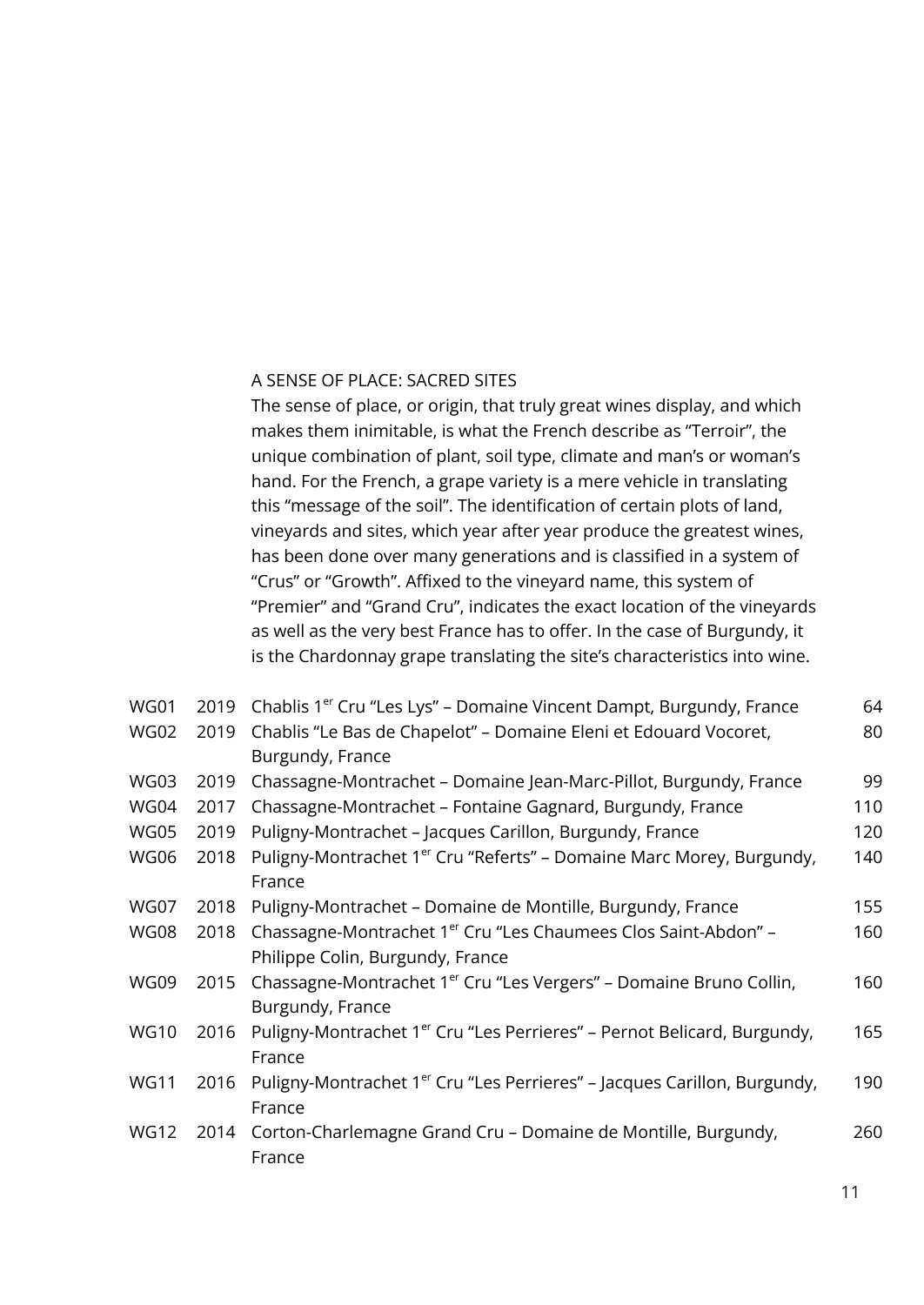## A SENSE OF PLACE: SACRED SITES

The sense of place, or origin, that truly great wines display, and which makes them inimitable, is what the French describe as “Terroir”, the unique combination of plant, soil type, climate and man’s or woman’s hand. For the French, a grape variety is a mere vehicle in translating this “message of the soil”. The identification of certain plots of land, vineyards and sites, which year after year produce the greatest wines, has been done over many generations and is classified in a system of “Crus” or “Growth”. Affixed to the vineyard name, this system of “Premier” and “Grand Cru”, indicates the exact location of the vineyards as well as the very best France has to offer. In the case of Burgundy, it is the Chardonnay grape translating the site’s characteristics into wine.

| | | | |
|---|---|---|---|
| WG01 | 2019 | Chablis 1er Cru “Les Lys” – Domaine Vincent Dampt, Burgundy, France | 64 |
| WG02 | 2019 | Chablis “Le Bas de Chapelot” – Domaine Eleni et Edouard Vocoret, Burgundy, France | 80 |
| WG03 | 2019 | Chassagne-Montrachet – Domaine Jean-Marc-Pillot, Burgundy, France | 99 |
| WG04 | 2017 | Chassagne-Montrachet – Fontaine Gagnard, Burgundy, France | 110 |
| WG05 | 2019 | Puligny-Montrachet – Jacques Carillon, Burgundy, France | 120 |
| WG06 | 2018 | Puligny-Montrachet 1er Cru “Referts” – Domaine Marc Morey, Burgundy, France | 140 |
| WG07 | 2018 | Puligny-Montrachet – Domaine de Montille, Burgundy, France | 155 |
| WG08 | 2018 | Chassagne-Montrachet 1er Cru “Les Chaumees Clos Saint-Abdon” – Philippe Colin, Burgundy, France | 160 |
| WG09 | 2015 | Chassagne-Montrachet 1er Cru “Les Vergers” – Domaine Bruno Collin, Burgundy, France | 160 |
| WG10 | 2016 | Puligny-Montrachet 1er Cru “Les Perrieres” – Pernot Belicard, Burgundy, France | 165 |
| WG11 | 2016 | Puligny-Montrachet 1er Cru “Les Perrieres” – Jacques Carillon, Burgundy, France | 190 |
| WG12 | 2014 | Corton-Charlemagne Grand Cru – Domaine de Montille, Burgundy, France | 260 |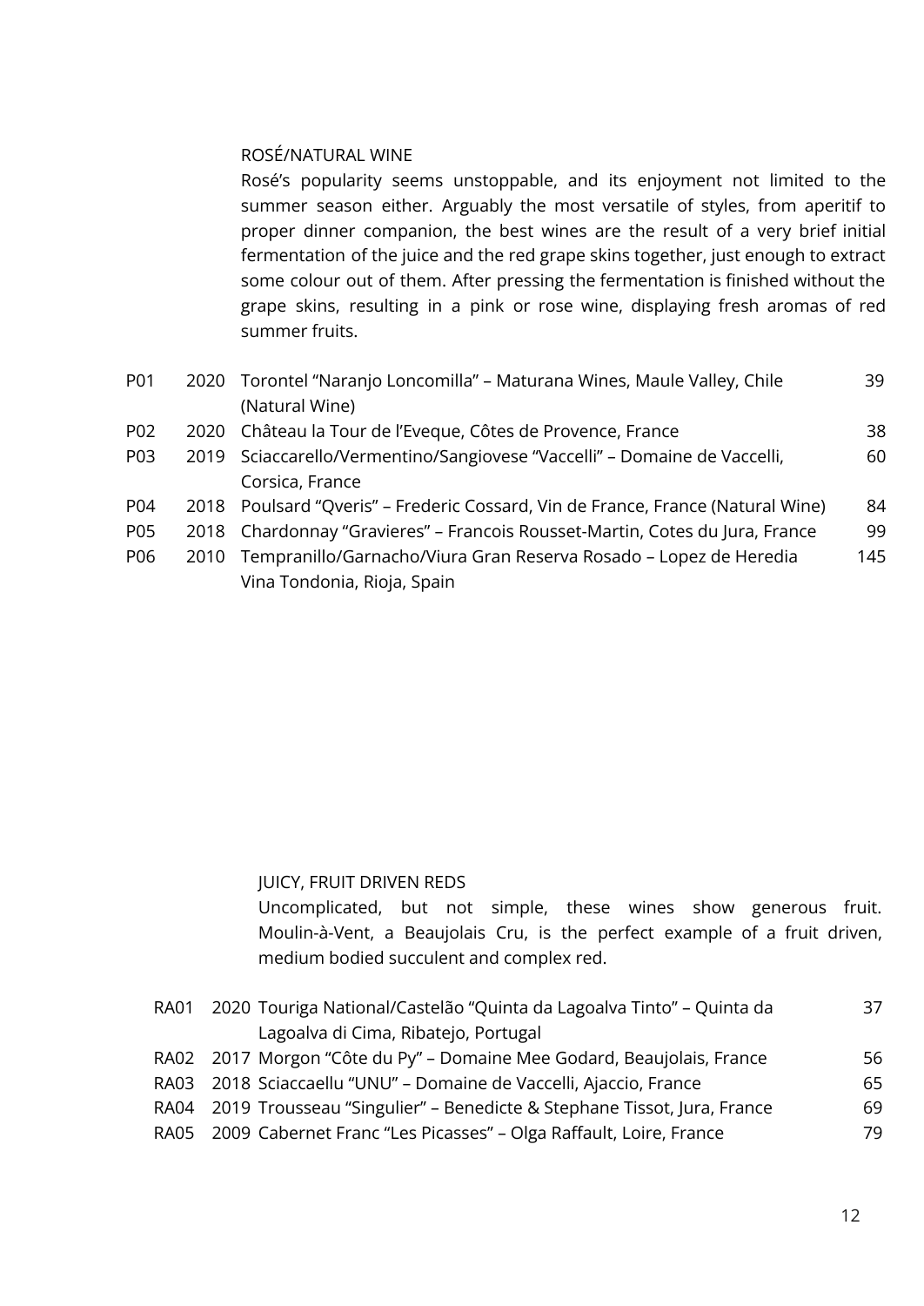## ROSÉ/NATURAL WINE

Rosé's popularity seems unstoppable, and its enjoyment not limited to the summer season either. Arguably the most versatile of styles, from aperitif to proper dinner companion, the best wines are the result of a very brief initial fermentation of the juice and the red grape skins together, just enough to extract some colour out of them. After pressing the fermentation is finished without the grape skins, resulting in a pink or rose wine, displaying fresh aromas of red summer fruits.

| | | | |
|---|---|---|---|
| P01 | 2020 | Torontel "Naranjo Loncomilla" – Maturana Wines, Maule Valley, Chile (Natural Wine) | 39 |
| P02 | 2020 | Château la Tour de l'Eveque, Côtes de Provence, France | 38 |
| P03 | 2019 | Sciaccarello/Vermentino/Sangiovese "Vaccelli" – Domaine de Vaccelli, Corsica, France | 60 |
| P04 | 2018 | Poulsard "Qveris" – Frederic Cossard, Vin de France, France (Natural Wine) | 84 |
| P05 | 2018 | Chardonnay "Gravieres" – Francois Rousset-Martin, Cotes du Jura, France | 99 |
| P06 | 2010 | Tempranillo/Garnacho/Viura Gran Reserva Rosado – Lopez de Heredia Vina Tondonia, Rioja, Spain | 145 |

## JUICY, FRUIT DRIVEN REDS

Uncomplicated, but not simple, these wines show generous fruit. Moulin-à-Vent, a Beaujolais Cru, is the perfect example of a fruit driven, medium bodied succulent and complex red.

| | | | |
|---|---|---|---|
| RA01 | 2020 | Touriga National/Castelão "Quinta da Lagoalva Tinto" – Quinta da Lagoalva di Cima, Ribatejo, Portugal | 37 |
| RA02 | 2017 | Morgon "Côte du Py" – Domaine Mee Godard, Beaujolais, France | 56 |
| RA03 | 2018 | Sciaccaellu "UNU" – Domaine de Vaccelli, Ajaccio, France | 65 |
| RA04 | 2019 | Trousseau "Singulier" – Benedicte & Stephane Tissot, Jura, France | 69 |
| RA05 | 2009 | Cabernet Franc "Les Picasses" – Olga Raffault, Loire, France | 79 |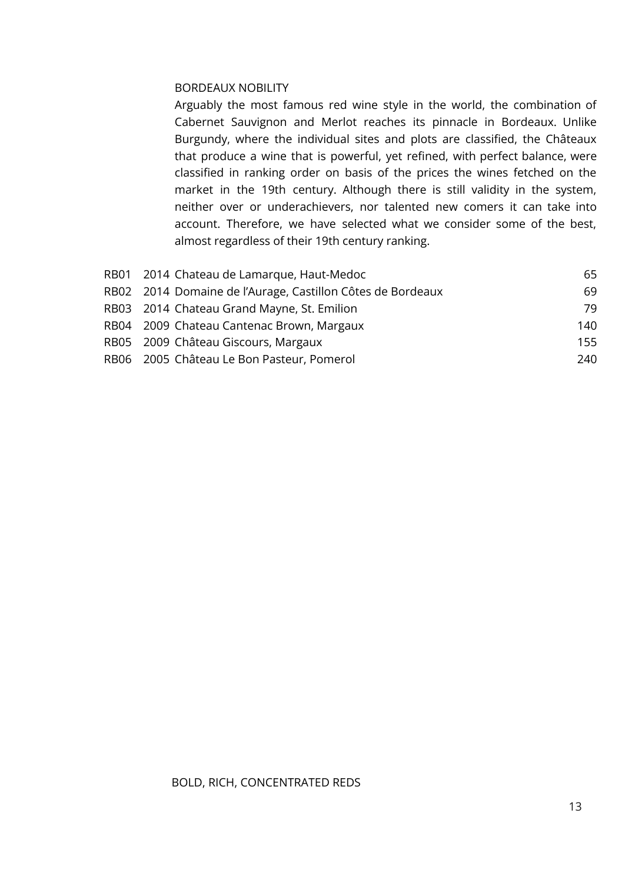## BORDEAUX NOBILITY

Arguably the most famous red wine style in the world, the combination of Cabernet Sauvignon and Merlot reaches its pinnacle in Bordeaux. Unlike Burgundy, where the individual sites and plots are classified, the Châteaux that produce a wine that is powerful, yet refined, with perfect balance, were classified in ranking order on basis of the prices the wines fetched on the market in the 19th century. Although there is still validity in the system, neither over or underachievers, nor talented new comers it can take into account. Therefore, we have selected what we consider some of the best, almost regardless of their 19th century ranking.

| | | | |
|---|---|---|---|
| RB01 | 2014 | Chateau de Lamarque, Haut-Medoc | 65 |
| RB02 | 2014 | Domaine de l'Aurage, Castillon Côtes de Bordeaux | 69 |
| RB03 | 2014 | Chateau Grand Mayne, St. Emilion | 79 |
| RB04 | 2009 | Chateau Cantenac Brown, Margaux | 140 |
| RB05 | 2009 | Château Giscours, Margaux | 155 |
| RB06 | 2005 | Château Le Bon Pasteur, Pomerol | 240 |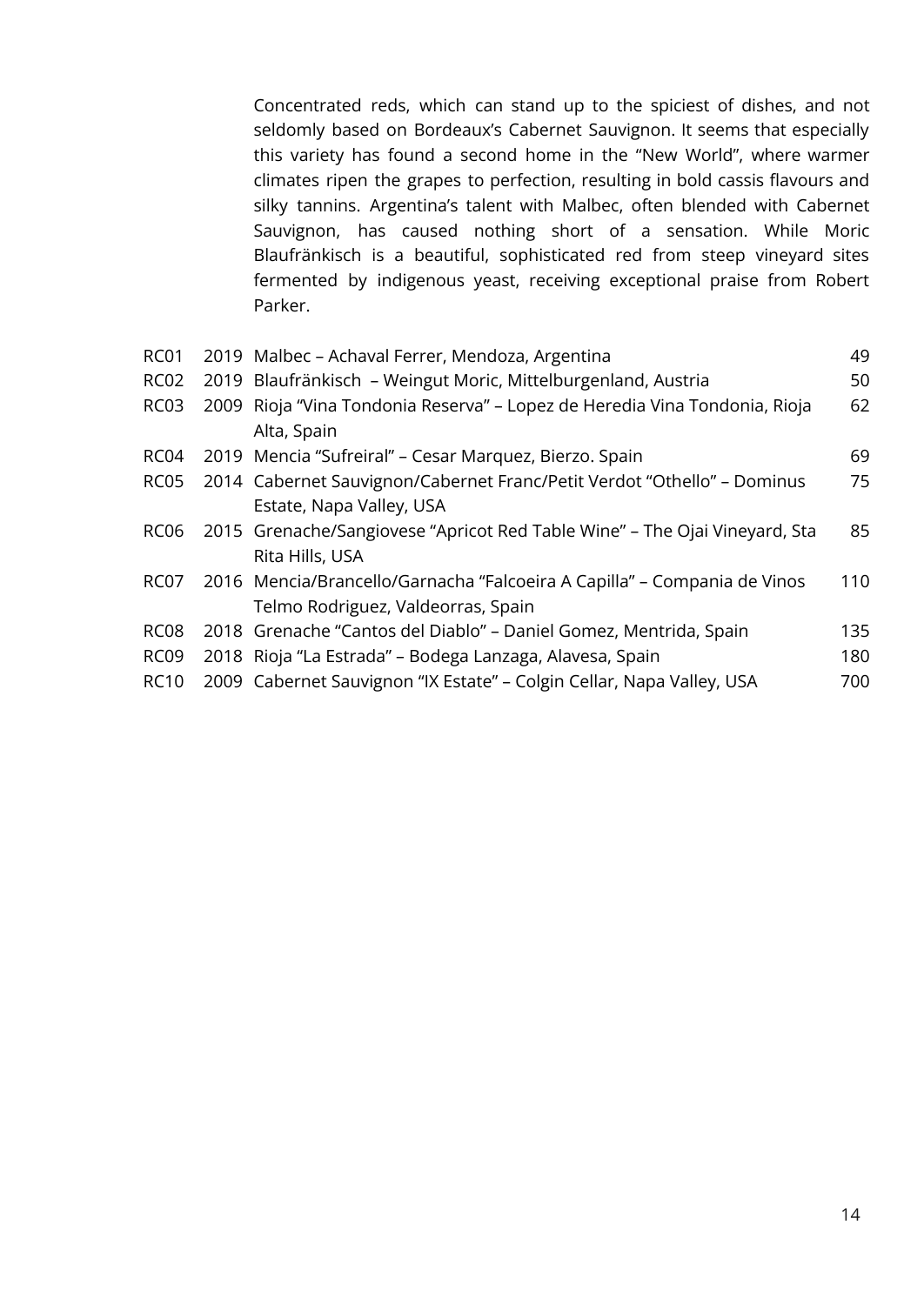Concentrated reds, which can stand up to the spiciest of dishes, and not seldomly based on Bordeaux's Cabernet Sauvignon. It seems that especially this variety has found a second home in the "New World", where warmer climates ripen the grapes to perfection, resulting in bold cassis flavours and silky tannins. Argentina's talent with Malbec, often blended with Cabernet Sauvignon, has caused nothing short of a sensation. While Moric Blaufränkisch is a beautiful, sophisticated red from steep vineyard sites fermented by indigenous yeast, receiving exceptional praise from Robert Parker.

| | | | |
|---|---|---|---|
| RC01 | 2019 | Malbec – Achaval Ferrer, Mendoza, Argentina | 49 |
| RC02 | 2019 | Blaufränkisch – Weingut Moric, Mittelburgenland, Austria | 50 |
| RC03 | 2009 | Rioja "Vina Tondonia Reserva" – Lopez de Heredia Vina Tondonia, Rioja Alta, Spain | 62 |
| RC04 | 2019 | Mencia "Sufreiral" – Cesar Marquez, Bierzo. Spain | 69 |
| RC05 | 2014 | Cabernet Sauvignon/Cabernet Franc/Petit Verdot "Othello" – Dominus Estate, Napa Valley, USA | 75 |
| RC06 | 2015 | Grenache/Sangiovese "Apricot Red Table Wine" – The Ojai Vineyard, Sta Rita Hills, USA | 85 |
| RC07 | 2016 | Mencia/Brancello/Garnacha "Falcoeira A Capilla" – Compania de Vinos Telmo Rodriguez, Valdeorras, Spain | 110 |
| RC08 | 2018 | Grenache "Cantos del Diablo" – Daniel Gomez, Mentrida, Spain | 135 |
| RC09 | 2018 | Rioja "La Estrada" – Bodega Lanzaga, Alavesa, Spain | 180 |
| RC10 | 2009 | Cabernet Sauvignon "IX Estate" – Colgin Cellar, Napa Valley, USA | 700 |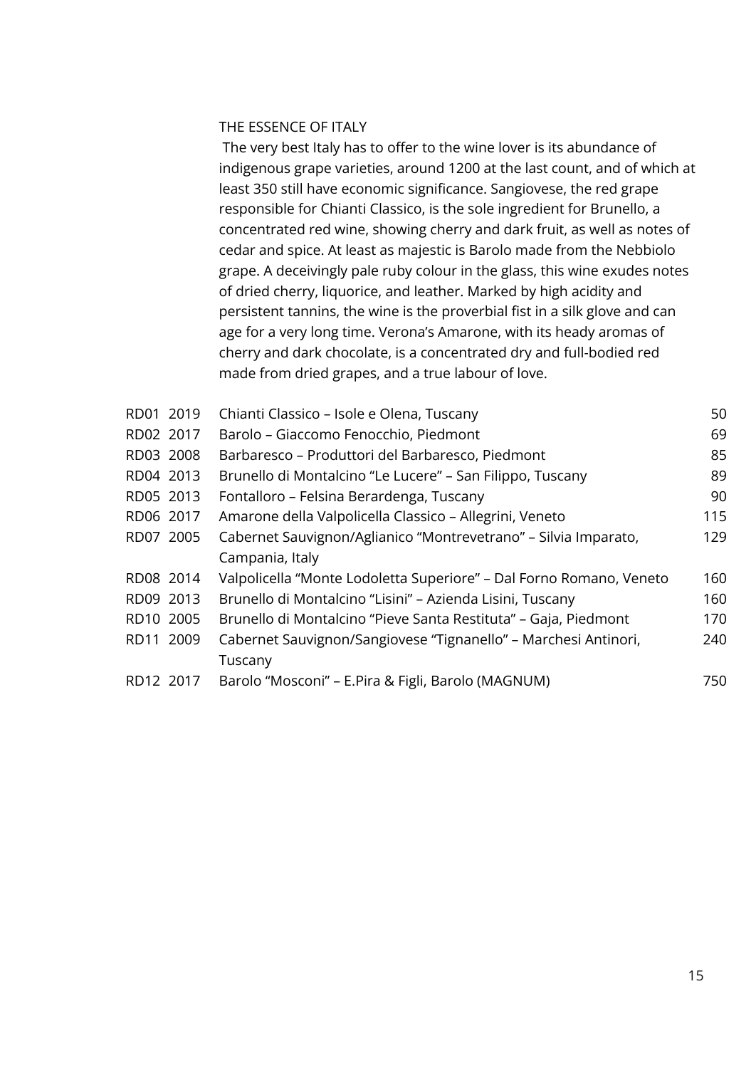## THE ESSENCE OF ITALY

The very best Italy has to offer to the wine lover is its abundance of indigenous grape varieties, around 1200 at the last count, and of which at least 350 still have economic significance. Sangiovese, the red grape responsible for Chianti Classico, is the sole ingredient for Brunello, a concentrated red wine, showing cherry and dark fruit, as well as notes of cedar and spice. At least as majestic is Barolo made from the Nebbiolo grape. A deceivingly pale ruby colour in the glass, this wine exudes notes of dried cherry, liquorice, and leather. Marked by high acidity and persistent tannins, the wine is the proverbial fist in a silk glove and can age for a very long time. Verona's Amarone, with its heady aromas of cherry and dark chocolate, is a concentrated dry and full-bodied red made from dried grapes, and a true labour of love.

| Code | Vintage | Wine | Price |
|---|---|---|---|
| RD01 | 2019 | Chianti Classico – Isole e Olena, Tuscany | 50 |
| RD02 | 2017 | Barolo – Giaccomo Fenocchio, Piedmont | 69 |
| RD03 | 2008 | Barbaresco – Produttori del Barbaresco, Piedmont | 85 |
| RD04 | 2013 | Brunello di Montalcino "Le Lucere" – San Filippo, Tuscany | 89 |
| RD05 | 2013 | Fontalloro – Felsina Berardenga, Tuscany | 90 |
| RD06 | 2017 | Amarone della Valpolicella Classico – Allegrini, Veneto | 115 |
| RD07 | 2005 | Cabernet Sauvignon/Aglianico "Montrevetrano" – Silvia Imparato, Campania, Italy | 129 |
| RD08 | 2014 | Valpolicella "Monte Lodoletta Superiore" – Dal Forno Romano, Veneto | 160 |
| RD09 | 2013 | Brunello di Montalcino "Lisini" – Azienda Lisini, Tuscany | 160 |
| RD10 | 2005 | Brunello di Montalcino "Pieve Santa Restituta" – Gaja, Piedmont | 170 |
| RD11 | 2009 | Cabernet Sauvignon/Sangiovese "Tignanello" – Marchesi Antinori, Tuscany | 240 |
| RD12 | 2017 | Barolo "Mosconi" – E.Pira & Figli, Barolo (MAGNUM) | 750 |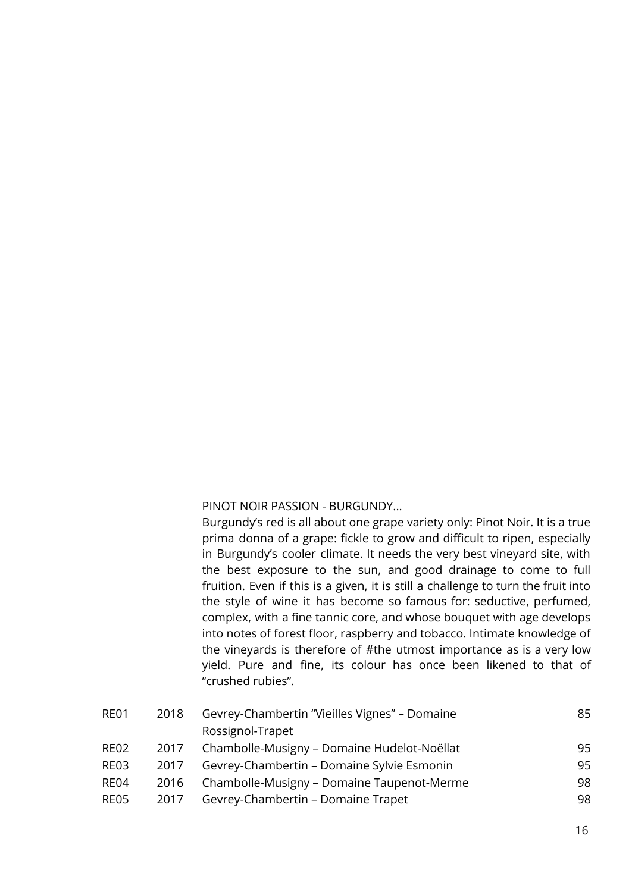PINOT NOIR PASSION - BURGUNDY…

Burgundy's red is all about one grape variety only: Pinot Noir. It is a true prima donna of a grape: fickle to grow and difficult to ripen, especially in Burgundy's cooler climate. It needs the very best vineyard site, with the best exposure to the sun, and good drainage to come to full fruition. Even if this is a given, it is still a challenge to turn the fruit into the style of wine it has become so famous for: seductive, perfumed, complex, with a fine tannic core, and whose bouquet with age develops into notes of forest floor, raspberry and tobacco. Intimate knowledge of the vineyards is therefore of #the utmost importance as is a very low yield. Pure and fine, its colour has once been likened to that of "crushed rubies".

| | | | |
|---|---|---|---|
| RE01 | 2018 | Gevrey-Chambertin "Vieilles Vignes" – Domaine Rossignol-Trapet | 85 |
| RE02 | 2017 | Chambolle-Musigny – Domaine Hudelot-Noëllat | 95 |
| RE03 | 2017 | Gevrey-Chambertin – Domaine Sylvie Esmonin | 95 |
| RE04 | 2016 | Chambolle-Musigny – Domaine Taupenot-Merme | 98 |
| RE05 | 2017 | Gevrey-Chambertin – Domaine Trapet | 98 |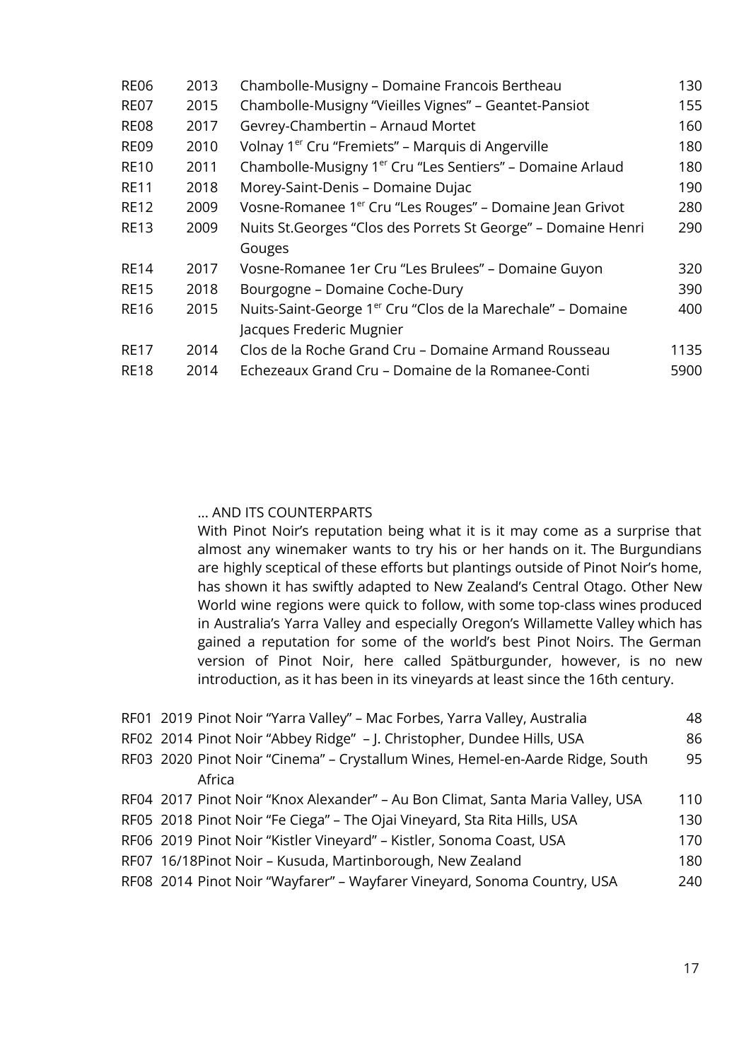| | | | |
|---|---|---|---|
| RE06 | 2013 | Chambolle-Musigny – Domaine Francois Bertheau | 130 |
| RE07 | 2015 | Chambolle-Musigny "Vieilles Vignes" – Geantet-Pansiot | 155 |
| RE08 | 2017 | Gevrey-Chambertin – Arnaud Mortet | 160 |
| RE09 | 2010 | Volnay 1er Cru "Fremiets" – Marquis di Angerville | 180 |
| RE10 | 2011 | Chambolle-Musigny 1er Cru "Les Sentiers" – Domaine Arlaud | 180 |
| RE11 | 2018 | Morey-Saint-Denis – Domaine Dujac | 190 |
| RE12 | 2009 | Vosne-Romanee 1er Cru "Les Rouges" – Domaine Jean Grivot | 280 |
| RE13 | 2009 | Nuits St.Georges "Clos des Porrets St George" – Domaine Henri Gouges | 290 |
| RE14 | 2017 | Vosne-Romanee 1er Cru "Les Brulees" – Domaine Guyon | 320 |
| RE15 | 2018 | Bourgogne – Domaine Coche-Dury | 390 |
| RE16 | 2015 | Nuits-Saint-George 1er Cru "Clos de la Marechale" – Domaine Jacques Frederic Mugnier | 400 |
| RE17 | 2014 | Clos de la Roche Grand Cru – Domaine Armand Rousseau | 1135 |
| RE18 | 2014 | Echezeaux Grand Cru – Domaine de la Romanee-Conti | 5900 |

… AND ITS COUNTERPARTS

With Pinot Noir's reputation being what it is it may come as a surprise that almost any winemaker wants to try his or her hands on it. The Burgundians are highly sceptical of these efforts but plantings outside of Pinot Noir's home, has shown it has swiftly adapted to New Zealand's Central Otago. Other New World wine regions were quick to follow, with some top-class wines produced in Australia's Yarra Valley and especially Oregon's Willamette Valley which has gained a reputation for some of the world's best Pinot Noirs. The German version of Pinot Noir, here called Spätburgunder, however, is no new introduction, as it has been in its vineyards at least since the 16th century.

| | | | |
|---|---|---|---|
| RF01 | 2019 | Pinot Noir "Yarra Valley" – Mac Forbes, Yarra Valley, Australia | 48 |
| RF02 | 2014 | Pinot Noir "Abbey Ridge" – J. Christopher, Dundee Hills, USA | 86 |
| RF03 | 2020 | Pinot Noir "Cinema" – Crystallum Wines, Hemel-en-Aarde Ridge, South Africa | 95 |
| RF04 | 2017 | Pinot Noir "Knox Alexander" – Au Bon Climat, Santa Maria Valley, USA | 110 |
| RF05 | 2018 | Pinot Noir "Fe Ciega" – The Ojai Vineyard, Sta Rita Hills, USA | 130 |
| RF06 | 2019 | Pinot Noir "Kistler Vineyard" – Kistler, Sonoma Coast, USA | 170 |
| RF07 | 16/18 | Pinot Noir – Kusuda, Martinborough, New Zealand | 180 |
| RF08 | 2014 | Pinot Noir "Wayfarer" – Wayfarer Vineyard, Sonoma Country, USA | 240 |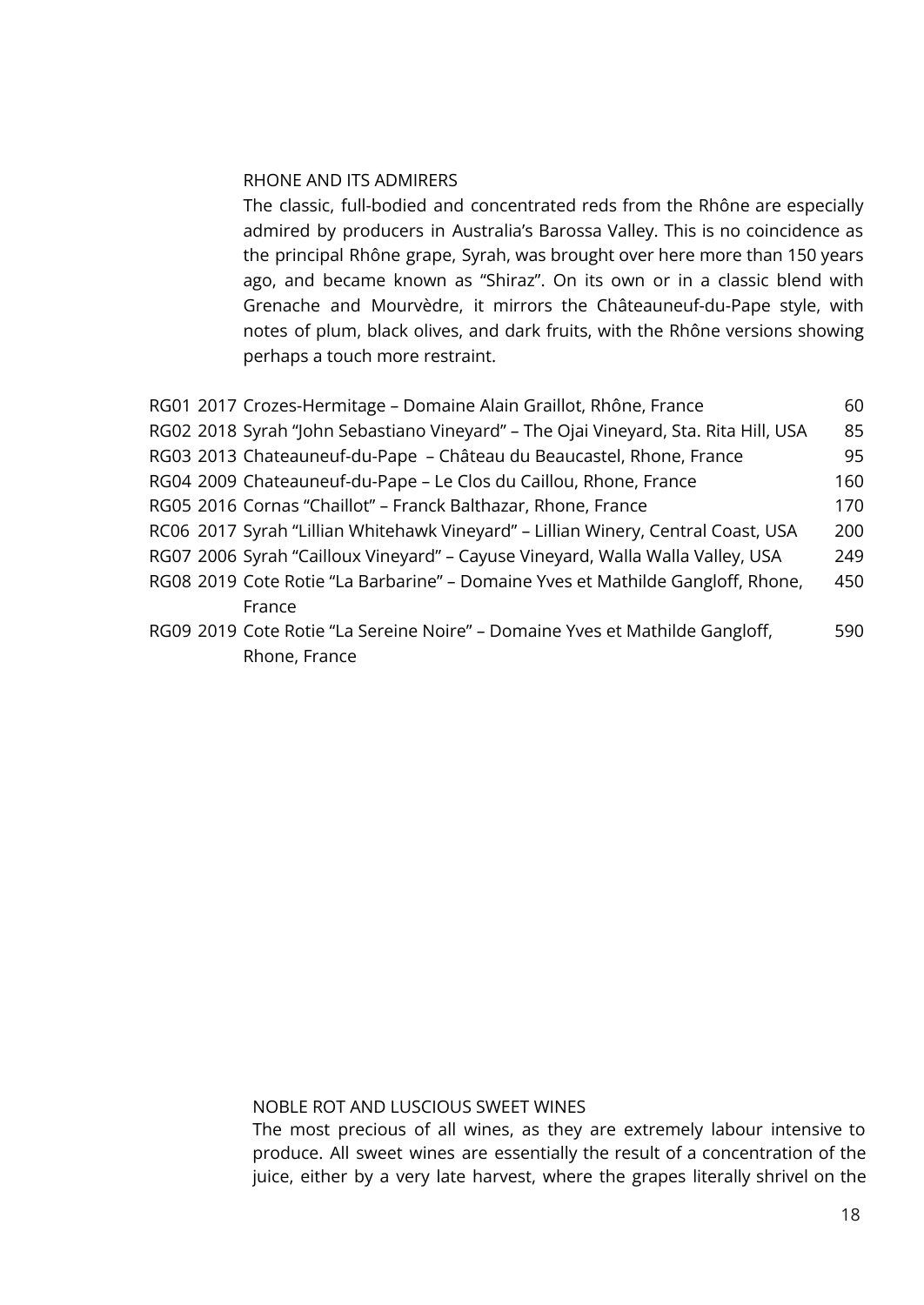## RHONE AND ITS ADMIRERS

The classic, full-bodied and concentrated reds from the Rhône are especially admired by producers in Australia's Barossa Valley. This is no coincidence as the principal Rhône grape, Syrah, was brought over here more than 150 years ago, and became known as "Shiraz". On its own or in a classic blend with Grenache and Mourvèdre, it mirrors the Châteauneuf-du-Pape style, with notes of plum, black olives, and dark fruits, with the Rhône versions showing perhaps a touch more restraint.

| | | | |
|---|---|---|---|
| RG01 | 2017 | Crozes-Hermitage – Domaine Alain Graillot, Rhône, France | 60 |
| RG02 | 2018 | Syrah "John Sebastiano Vineyard" – The Ojai Vineyard, Sta. Rita Hill, USA | 85 |
| RG03 | 2013 | Chateauneuf-du-Pape – Château du Beaucastel, Rhone, France | 95 |
| RG04 | 2009 | Chateauneuf-du-Pape – Le Clos du Caillou, Rhone, France | 160 |
| RG05 | 2016 | Cornas "Chaillot" – Franck Balthazar, Rhone, France | 170 |
| RC06 | 2017 | Syrah "Lillian Whitehawk Vineyard" – Lillian Winery, Central Coast, USA | 200 |
| RG07 | 2006 | Syrah "Cailloux Vineyard" – Cayuse Vineyard, Walla Walla Valley, USA | 249 |
| RG08 | 2019 | Cote Rotie "La Barbarine" – Domaine Yves et Mathilde Gangloff, Rhone, France | 450 |
| RG09 | 2019 | Cote Rotie "La Sereine Noire" – Domaine Yves et Mathilde Gangloff, Rhone, France | 590 |

## NOBLE ROT AND LUSCIOUS SWEET WINES

The most precious of all wines, as they are extremely labour intensive to produce. All sweet wines are essentially the result of a concentration of the juice, either by a very late harvest, where the grapes literally shrivel on the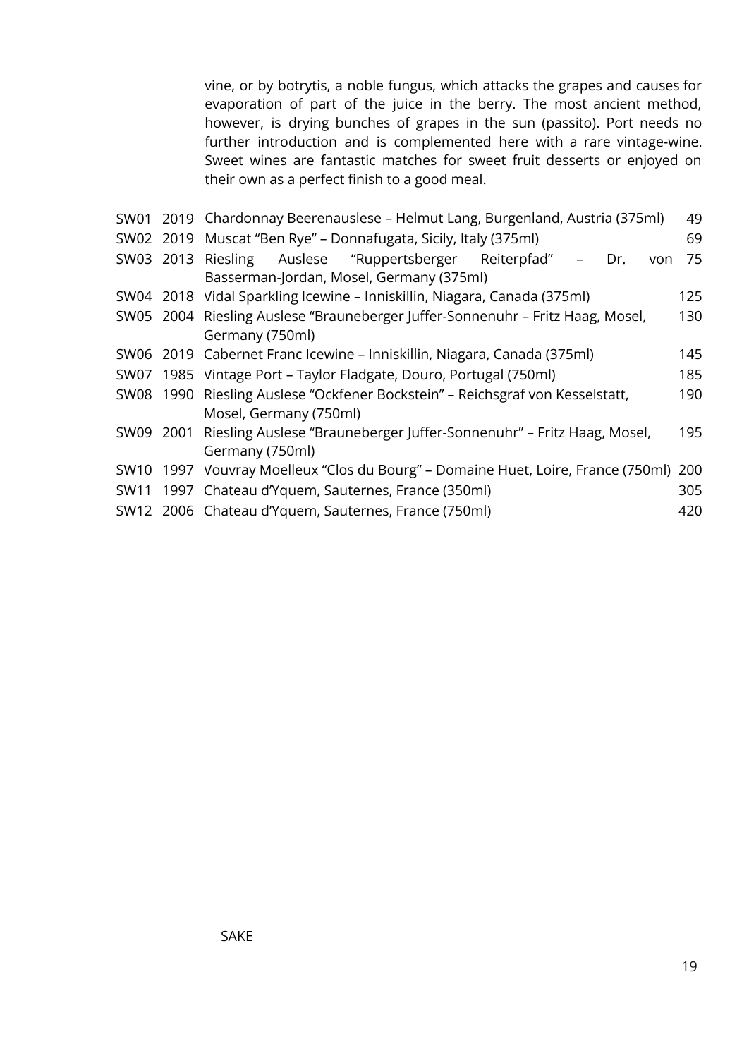vine, or by botrytis, a noble fungus, which attacks the grapes and causes for evaporation of part of the juice in the berry. The most ancient method, however, is drying bunches of grapes in the sun (passito). Port needs no further introduction and is complemented here with a rare vintage-wine. Sweet wines are fantastic matches for sweet fruit desserts or enjoyed on their own as a perfect finish to a good meal.

| | | | |
|---|---|---|---|
| SW01 | 2019 | Chardonnay Beerenauslese – Helmut Lang, Burgenland, Austria (375ml) | 49 |
| SW02 | 2019 | Muscat "Ben Rye" – Donnafugata, Sicily, Italy (375ml) | 69 |
| SW03 | 2013 | Riesling Auslese "Ruppertsberger Reiterpfad" – Dr. von Basserman-Jordan, Mosel, Germany (375ml) | 75 |
| SW04 | 2018 | Vidal Sparkling Icewine – Inniskillin, Niagara, Canada (375ml) | 125 |
| SW05 | 2004 | Riesling Auslese "Brauneberger Juffer-Sonnenuhr – Fritz Haag, Mosel, Germany (750ml) | 130 |
| SW06 | 2019 | Cabernet Franc Icewine – Inniskillin, Niagara, Canada (375ml) | 145 |
| SW07 | 1985 | Vintage Port – Taylor Fladgate, Douro, Portugal (750ml) | 185 |
| SW08 | 1990 | Riesling Auslese "Ockfener Bockstein" – Reichsgraf von Kesselstatt, Mosel, Germany (750ml) | 190 |
| SW09 | 2001 | Riesling Auslese "Brauneberger Juffer-Sonnenuhr" – Fritz Haag, Mosel, Germany (750ml) | 195 |
| SW10 | 1997 | Vouvray Moelleux "Clos du Bourg" – Domaine Huet, Loire, France (750ml) | 200 |
| SW11 | 1997 | Chateau d'Yquem, Sauternes, France (350ml) | 305 |
| SW12 | 2006 | Chateau d'Yquem, Sauternes, France (750ml) | 420 |

SAKE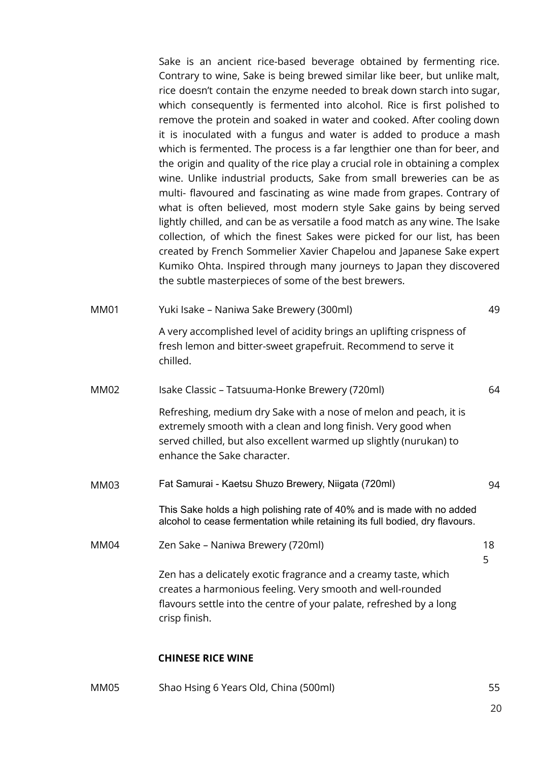Sake is an ancient rice-based beverage obtained by fermenting rice. Contrary to wine, Sake is being brewed similar like beer, but unlike malt, rice doesn't contain the enzyme needed to break down starch into sugar, which consequently is fermented into alcohol. Rice is first polished to remove the protein and soaked in water and cooked. After cooling down it is inoculated with a fungus and water is added to produce a mash which is fermented. The process is a far lengthier one than for beer, and the origin and quality of the rice play a crucial role in obtaining a complex wine. Unlike industrial products, Sake from small breweries can be as multi- flavoured and fascinating as wine made from grapes. Contrary of what is often believed, most modern style Sake gains by being served lightly chilled, and can be as versatile a food match as any wine. The Isake collection, of which the finest Sakes were picked for our list, has been created by French Sommelier Xavier Chapelou and Japanese Sake expert Kumiko Ohta. Inspired through many journeys to Japan they discovered the subtle masterpieces of some of the best brewers.

MM01 Yuki Isake – Naniwa Sake Brewery (300ml) 49

A very accomplished level of acidity brings an uplifting crispness of fresh lemon and bitter-sweet grapefruit. Recommend to serve it chilled.

MM02 Isake Classic – Tatsuuma-Honke Brewery (720ml) 64

Refreshing, medium dry Sake with a nose of melon and peach, it is extremely smooth with a clean and long finish. Very good when served chilled, but also excellent warmed up slightly (nurukan) to enhance the Sake character.

MM03 Fat Samurai - Kaetsu Shuzo Brewery, Niigata (720ml) 94

This Sake holds a high polishing rate of 40% and is made with no added alcohol to cease fermentation while retaining its full bodied, dry flavours.

MM04 Zen Sake – Naniwa Brewery (720ml) 185

Zen has a delicately exotic fragrance and a creamy taste, which creates a harmonious feeling. Very smooth and well-rounded flavours settle into the centre of your palate, refreshed by a long crisp finish.

**CHINESE RICE WINE**

MM05 Shao Hsing 6 Years Old, China (500ml) 55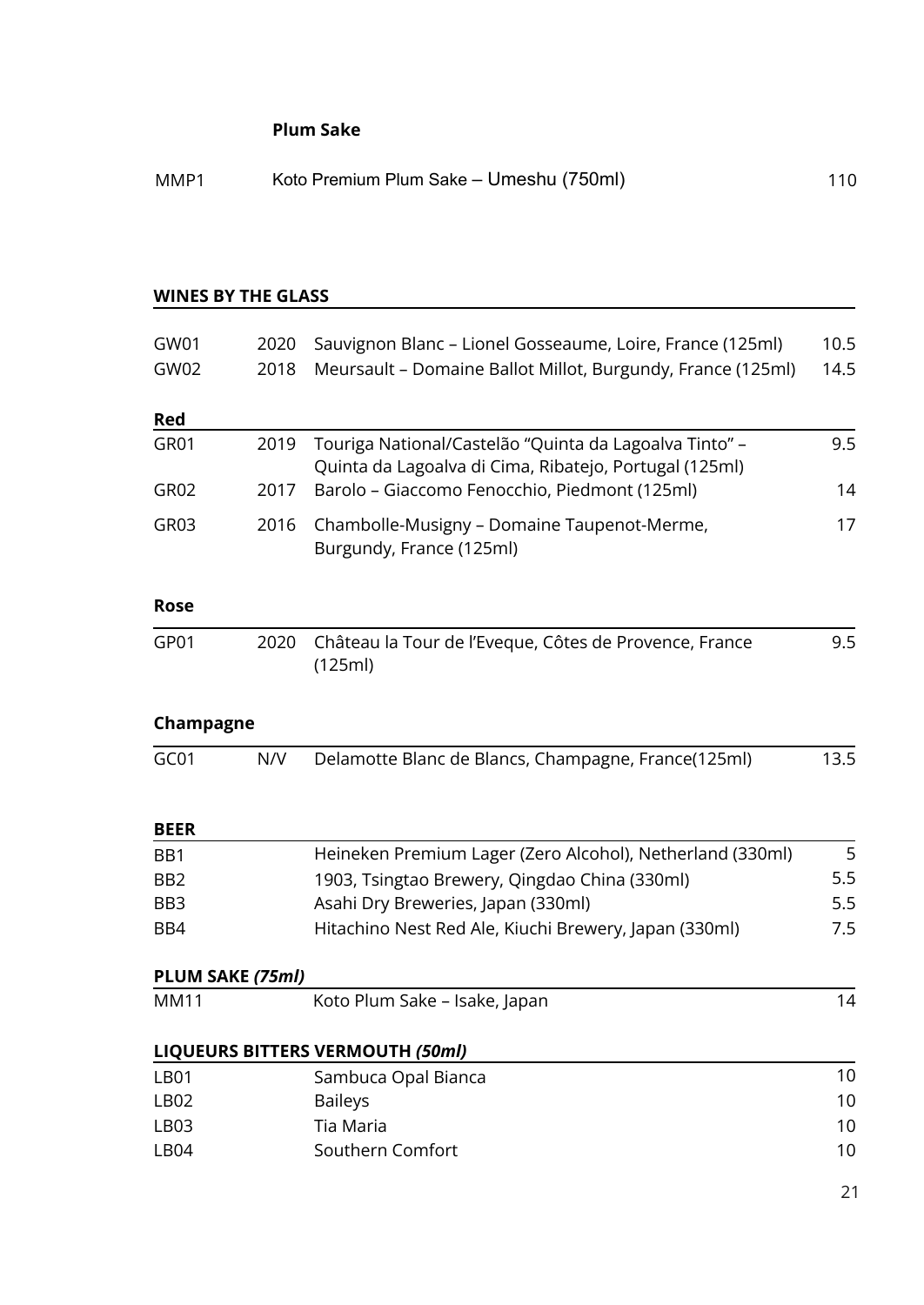**Plum Sake**

| | | |
|---|---|---|
| MMP1 | Koto Premium Plum Sake – Umeshu (750ml) | 110 |

## WINES BY THE GLASS

| | | | |
|---|---|---|---|
| GW01 | 2020 | Sauvignon Blanc – Lionel Gosseaume, Loire, France (125ml) | 10.5 |
| GW02 | 2018 | Meursault – Domaine Ballot Millot, Burgundy, France (125ml) | 14.5 |

### Red

| | | | |
|---|---|---|---|
| GR01 | 2019 | Touriga National/Castelão "Quinta da Lagoalva Tinto" – Quinta da Lagoalva di Cima, Ribatejo, Portugal (125ml) | 9.5 |
| GR02 | 2017 | Barolo – Giacomo Fenocchio, Piedmont (125ml) | 14 |
| GR03 | 2016 | Chambolle-Musigny – Domaine Taupenot-Merme, Burgundy, France (125ml) | 17 |

### Rose

| | | | |
|---|---|---|---|
| GP01 | 2020 | Château la Tour de l'Eveque, Côtes de Provence, France (125ml) | 9.5 |

### Champagne

| | | | |
|---|---|---|---|
| GC01 | N/V | Delamotte Blanc de Blancs, Champagne, France(125ml) | 13.5 |

## BEER

| | | |
|---|---|---|
| BB1 | Heineken Premium Lager (Zero Alcohol), Netherland (330ml) | 5 |
| BB2 | 1903, Tsingtao Brewery, Qingdao China (330ml) | 5.5 |
| BB3 | Asahi Dry Breweries, Japan (330ml) | 5.5 |
| BB4 | Hitachino Nest Red Ale, Kiuchi Brewery, Japan (330ml) | 7.5 |

## PLUM SAKE *(75ml)*

| | | |
|---|---|---|
| MM11 | Koto Plum Sake – Isake, Japan | 14 |

## LIQUEURS BITTERS VERMOUTH *(50ml)*

| | | |
|---|---|---|
| LB01 | Sambuca Opal Bianca | 10 |
| LB02 | Baileys | 10 |
| LB03 | Tia Maria | 10 |
| LB04 | Southern Comfort | 10 |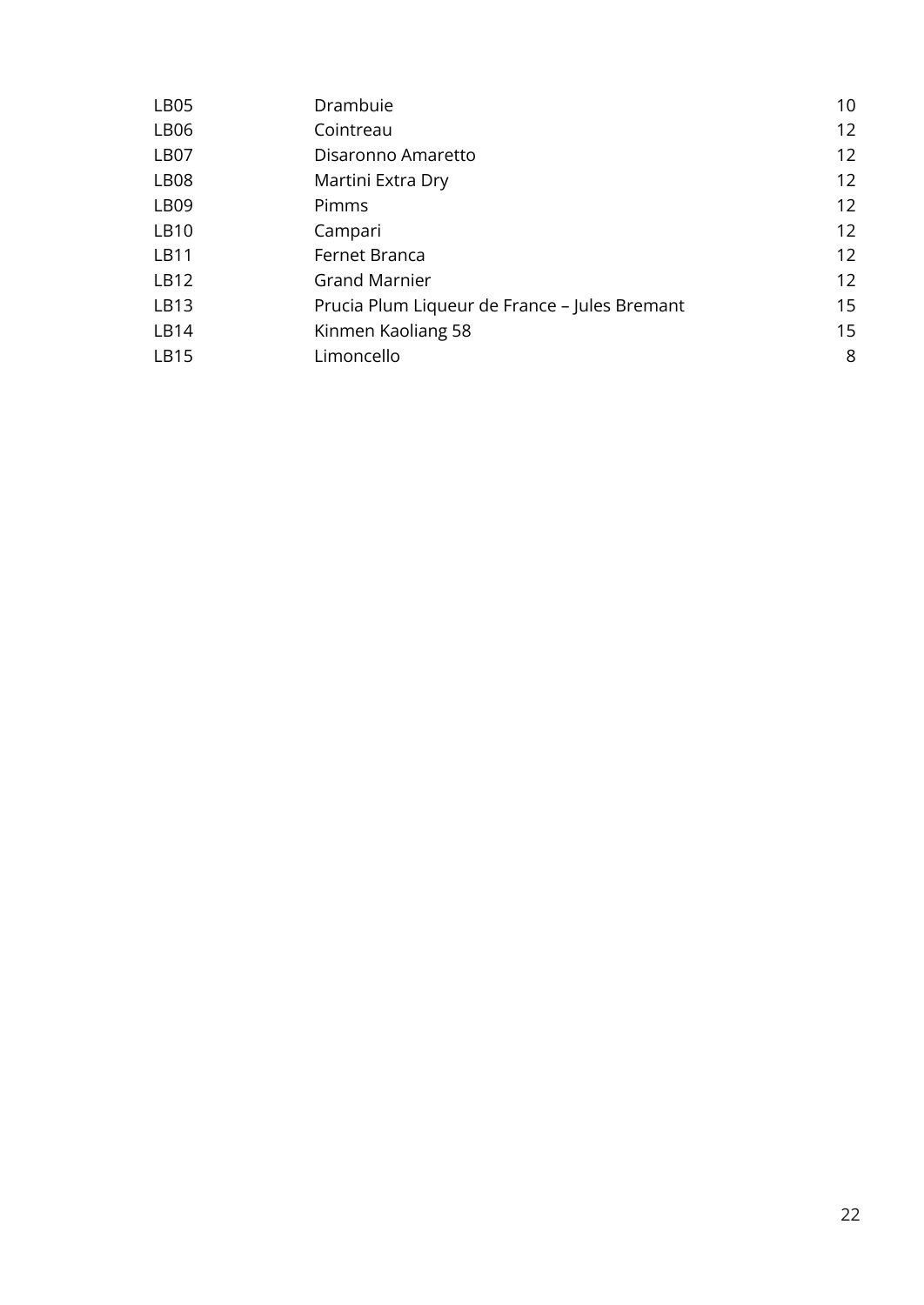| | | |
|---|---|---|
| LB05 | Drambuie | 10 |
| LB06 | Cointreau | 12 |
| LB07 | Disaronno Amaretto | 12 |
| LB08 | Martini Extra Dry | 12 |
| LB09 | Pimms | 12 |
| LB10 | Campari | 12 |
| LB11 | Fernet Branca | 12 |
| LB12 | Grand Marnier | 12 |
| LB13 | Prucia Plum Liqueur de France – Jules Bremant | 15 |
| LB14 | Kinmen Kaoliang 58 | 15 |
| LB15 | Limoncello | 8 |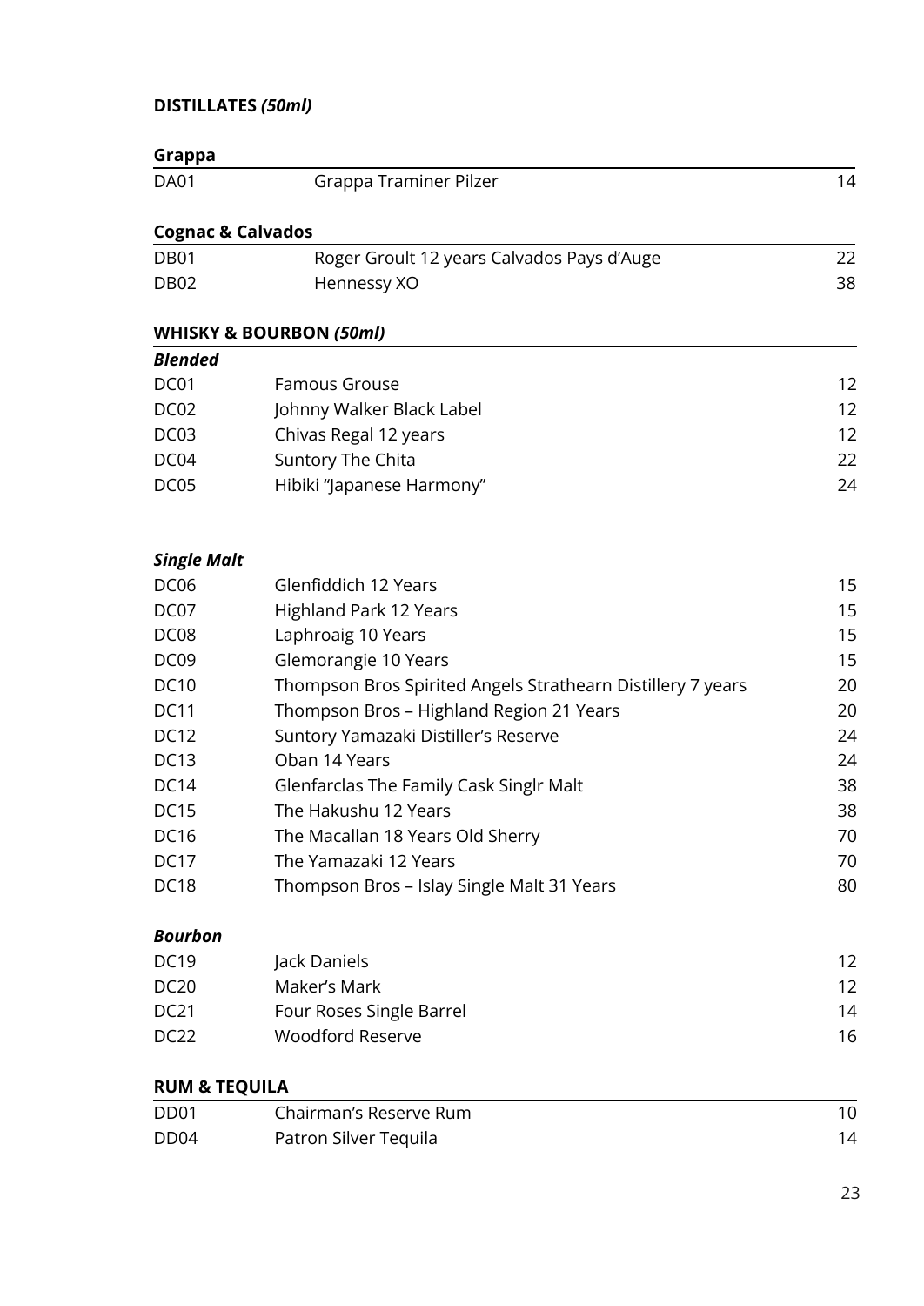## DISTILLATES *(50ml)*

### Grappa

| | | |
|---|---|---|
| DA01 | Grappa Traminer Pilzer | 14 |

### Cognac & Calvados

| | | |
|---|---|---|
| DB01 | Roger Groult 12 years Calvados Pays d'Auge | 22 |
| DB02 | Hennessy XO | 38 |

## WHISKY & BOURBON *(50ml)*

### *Blended*

| | | |
|---|---|---|
| DC01 | Famous Grouse | 12 |
| DC02 | Johnny Walker Black Label | 12 |
| DC03 | Chivas Regal 12 years | 12 |
| DC04 | Suntory The Chita | 22 |
| DC05 | Hibiki "Japanese Harmony" | 24 |

### *Single Malt*

| | | |
|---|---|---|
| DC06 | Glenfiddich 12 Years | 15 |
| DC07 | Highland Park 12 Years | 15 |
| DC08 | Laphroaig 10 Years | 15 |
| DC09 | Glemorangie 10 Years | 15 |
| DC10 | Thompson Bros Spirited Angels Strathearn Distillery 7 years | 20 |
| DC11 | Thompson Bros – Highland Region 21 Years | 20 |
| DC12 | Suntory Yamazaki Distiller's Reserve | 24 |
| DC13 | Oban 14 Years | 24 |
| DC14 | Glenfarclas The Family Cask Singlr Malt | 38 |
| DC15 | The Hakushu 12 Years | 38 |
| DC16 | The Macallan 18 Years Old Sherry | 70 |
| DC17 | The Yamazaki 12 Years | 70 |
| DC18 | Thompson Bros – Islay Single Malt 31 Years | 80 |

### *Bourbon*

| | | |
|---|---|---|
| DC19 | Jack Daniels | 12 |
| DC20 | Maker's Mark | 12 |
| DC21 | Four Roses Single Barrel | 14 |
| DC22 | Woodford Reserve | 16 |

## RUM & TEQUILA

| | | |
|---|---|---|
| DD01 | Chairman's Reserve Rum | 10 |
| DD04 | Patron Silver Tequila | 14 |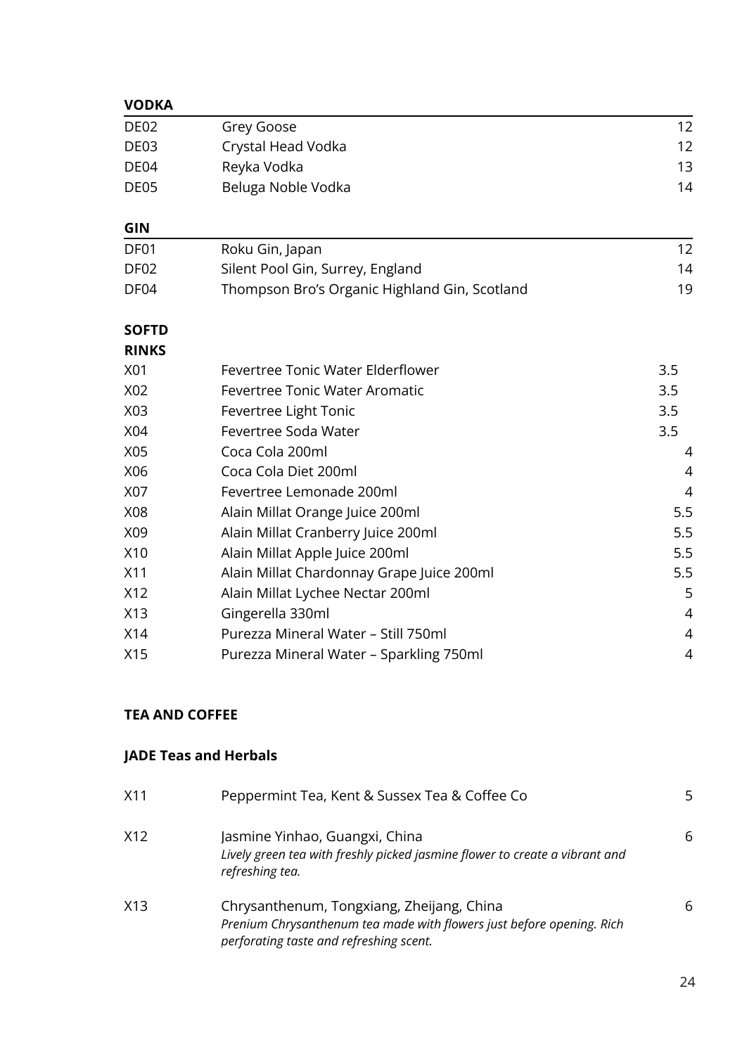**VODKA**

| | | |
|---|---|---|
| DE02 | Grey Goose | 12 |
| DE03 | Crystal Head Vodka | 12 |
| DE04 | Reyka Vodka | 13 |
| DE05 | Beluga Noble Vodka | 14 |

**GIN**

| | | |
|---|---|---|
| DF01 | Roku Gin, Japan | 12 |
| DF02 | Silent Pool Gin, Surrey, England | 14 |
| DF04 | Thompson Bro's Organic Highland Gin, Scotland | 19 |

**SOFTD RINKS**

| | | |
|---|---|---|
| X01 | Fevertree Tonic Water Elderflower | 3.5 |
| X02 | Fevertree Tonic Water Aromatic | 3.5 |
| X03 | Fevertree Light Tonic | 3.5 |
| X04 | Fevertree Soda Water | 3.5 |
| X05 | Coca Cola 200ml | 4 |
| X06 | Coca Cola Diet 200ml | 4 |
| X07 | Fevertree Lemonade 200ml | 4 |
| X08 | Alain Millat Orange Juice 200ml | 5.5 |
| X09 | Alain Millat Cranberry Juice 200ml | 5.5 |
| X10 | Alain Millat Apple Juice 200ml | 5.5 |
| X11 | Alain Millat Chardonnay Grape Juice 200ml | 5.5 |
| X12 | Alain Millat Lychee Nectar 200ml | 5 |
| X13 | Gingerella 330ml | 4 |
| X14 | Purezza Mineral Water – Still 750ml | 4 |
| X15 | Purezza Mineral Water – Sparkling 750ml | 4 |

**TEA AND COFFEE**

**JADE Teas and Herbals**

| | | |
|---|---|---|
| X11 | Peppermint Tea, Kent & Sussex Tea & Coffee Co | 5 |
| X12 | Jasmine Yinhao, Guangxi, China<br>*Lively green tea with freshly picked jasmine flower to create a vibrant and refreshing tea.* | 6 |
| X13 | Chrysanthenum, Tongxiang, Zheijang, China<br>*Prenium Chrysanthenum tea made with flowers just before opening. Rich perforating taste and refreshing scent.* | 6 |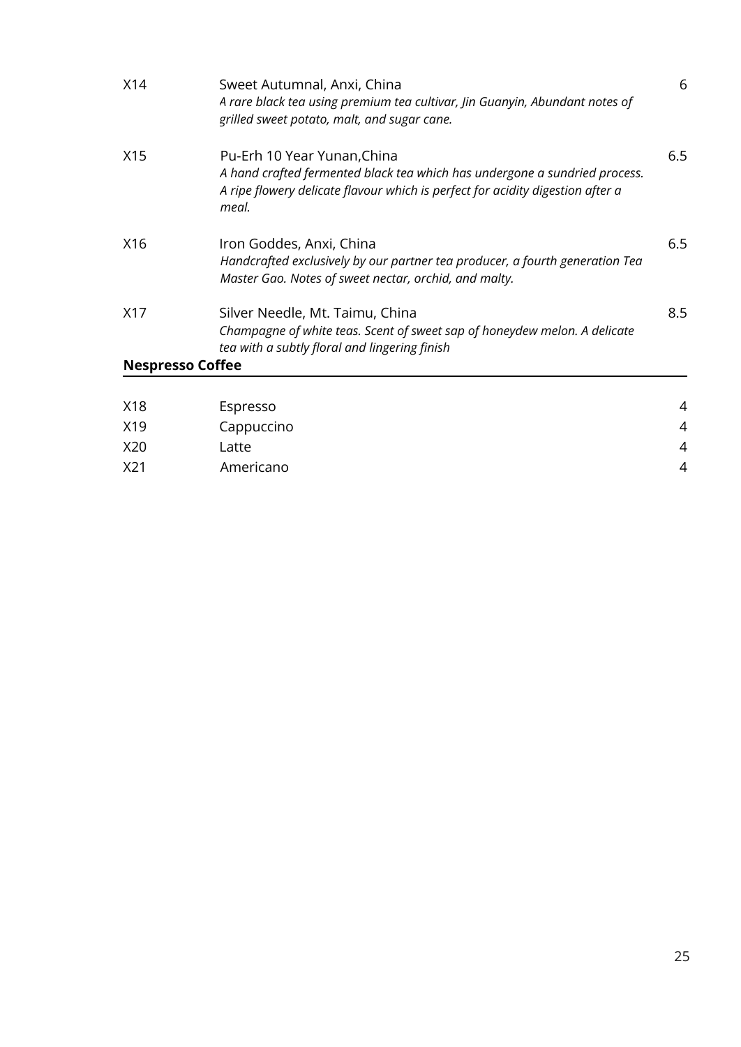| | | |
|---|---|---|
| X14 | Sweet Autumnal, Anxi, China<br>*A rare black tea using premium tea cultivar, Jin Guanyin, Abundant notes of grilled sweet potato, malt, and sugar cane.* | 6 |
| X15 | Pu-Erh 10 Year Yunan,China<br>*A hand crafted fermented black tea which has undergone a sundried process. A ripe flowery delicate flavour which is perfect for acidity digestion after a meal.* | 6.5 |
| X16 | Iron Goddes, Anxi, China<br>*Handcrafted exclusively by our partner tea producer, a fourth generation Tea Master Gao. Notes of sweet nectar, orchid, and malty.* | 6.5 |
| X17 | Silver Needle, Mt. Taimu, China<br>*Champagne of white teas. Scent of sweet sap of honeydew melon. A delicate tea with a subtly floral and lingering finish* | 8.5 |

## Nespresso Coffee

| | | |
|---|---|---|
| X18 | Espresso | 4 |
| X19 | Cappuccino | 4 |
| X20 | Latte | 4 |
| X21 | Americano | 4 |